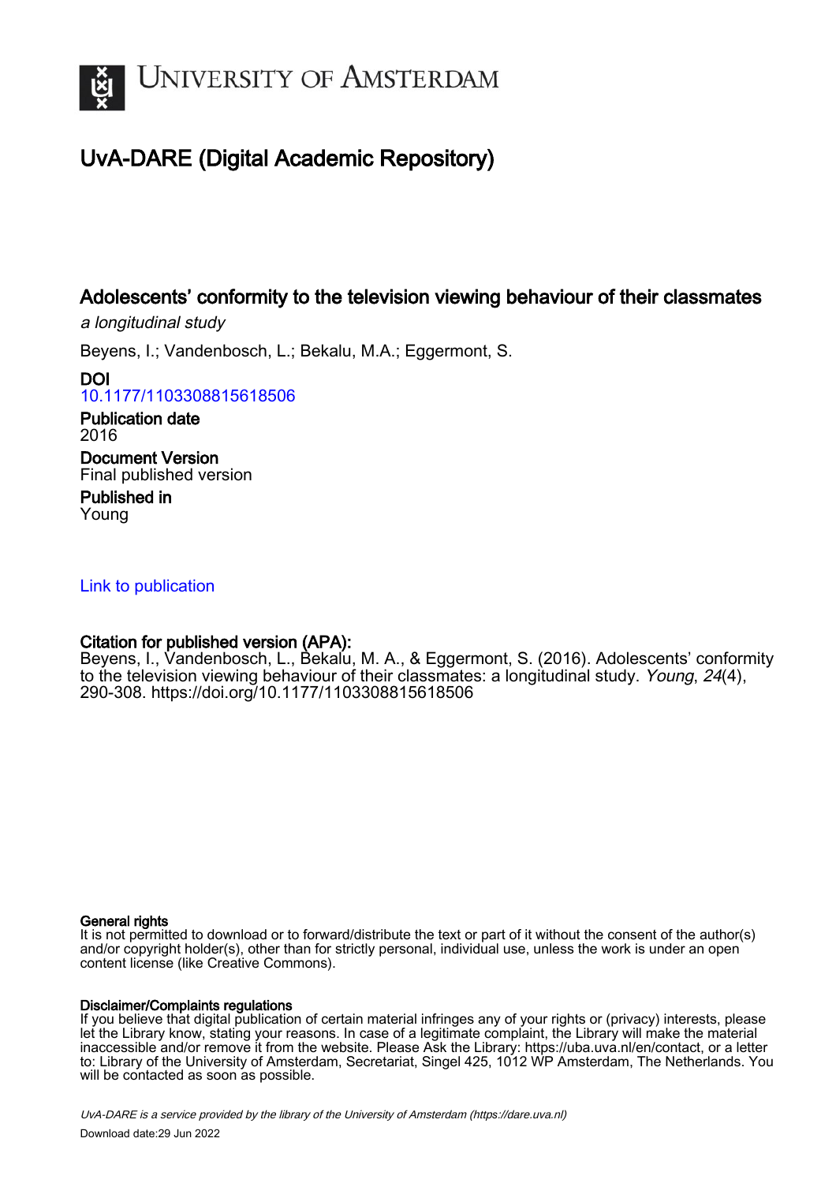# University of Amsterdam

## UvA-DARE (Digital Academic Repository)

### Adolescents' conformity to the television viewing behaviour of their classmates

*a longitudinal study*

Beyens, I.; Vandenbosch, L.; Bekalu, M.A.; Eggermont, S.

**DOI**
10.1177/1103308815618506

**Publication date**
2016

**Document Version**
Final published version

**Published in**
Young

Link to publication

**Citation for published version (APA):**
Beyens, I., Vandenbosch, L., Bekalu, M. A., & Eggermont, S. (2016). Adolescents' conformity to the television viewing behaviour of their classmates: a longitudinal study. *Young*, *24*(4), 290-308. https://doi.org/10.1177/1103308815618506

**General rights**
It is not permitted to download or to forward/distribute the text or part of it without the consent of the author(s) and/or copyright holder(s), other than for strictly personal, individual use, unless the work is under an open content license (like Creative Commons).

**Disclaimer/Complaints regulations**
If you believe that digital publication of certain material infringes any of your rights or (privacy) interests, please let the Library know, stating your reasons. In case of a legitimate complaint, the Library will make the material inaccessible and/or remove it from the website. Please Ask the Library: https://uba.uva.nl/en/contact, or a letter to: Library of the University of Amsterdam, Secretariat, Singel 425, 1012 WP Amsterdam, The Netherlands. You will be contacted as soon as possible.

*UvA-DARE is a service provided by the library of the University of Amsterdam (https://dare.uva.nl)*

Download date:29 Jun 2022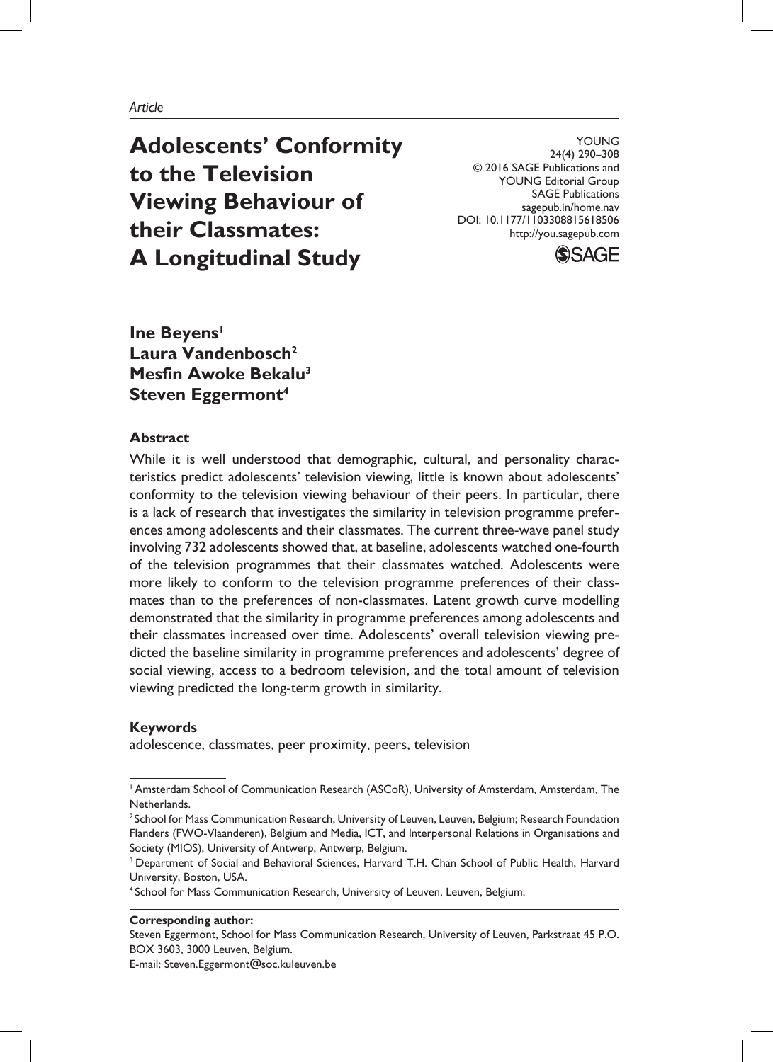*Article*

# Adolescents' Conformity to the Television Viewing Behaviour of their Classmates: A Longitudinal Study

YOUNG
24(4) 290–308
© 2016 SAGE Publications and YOUNG Editorial Group
SAGE Publications
sagepub.in/home.nav
DOI: 10.1177/1103308815618506
http://you.sagepub.com

**Ine Beyens**[1]
**Laura Vandenbosch**[2]
**Mesfin Awoke Bekalu**[3]
**Steven Eggermont**[4]

### Abstract

While it is well understood that demographic, cultural, and personality characteristics predict adolescents' television viewing, little is known about adolescents' conformity to the television viewing behaviour of their peers. In particular, there is a lack of research that investigates the similarity in television programme preferences among adolescents and their classmates. The current three-wave panel study involving 732 adolescents showed that, at baseline, adolescents watched one-fourth of the television programmes that their classmates watched. Adolescents were more likely to conform to the television programme preferences of their classmates than to the preferences of non-classmates. Latent growth curve modelling demonstrated that the similarity in programme preferences among adolescents and their classmates increased over time. Adolescents' overall television viewing predicted the baseline similarity in programme preferences and adolescents' degree of social viewing, access to a bedroom television, and the total amount of television viewing predicted the long-term growth in similarity.

### Keywords

adolescence, classmates, peer proximity, peers, television

---

[1] Amsterdam School of Communication Research (ASCoR), University of Amsterdam, Amsterdam, The Netherlands.
[2] School for Mass Communication Research, University of Leuven, Leuven, Belgium; Research Foundation Flanders (FWO-Vlaanderen), Belgium and Media, ICT, and Interpersonal Relations in Organisations and Society (MIOS), University of Antwerp, Antwerp, Belgium.
[3] Department of Social and Behavioral Sciences, Harvard T.H. Chan School of Public Health, Harvard University, Boston, USA.
[4] School for Mass Communication Research, University of Leuven, Leuven, Belgium.

**Corresponding author:**
Steven Eggermont, School for Mass Communication Research, University of Leuven, Parkstraat 45 P.O. BOX 3603, 3000 Leuven, Belgium.
E-mail: Steven.Eggermont@soc.kuleuven.be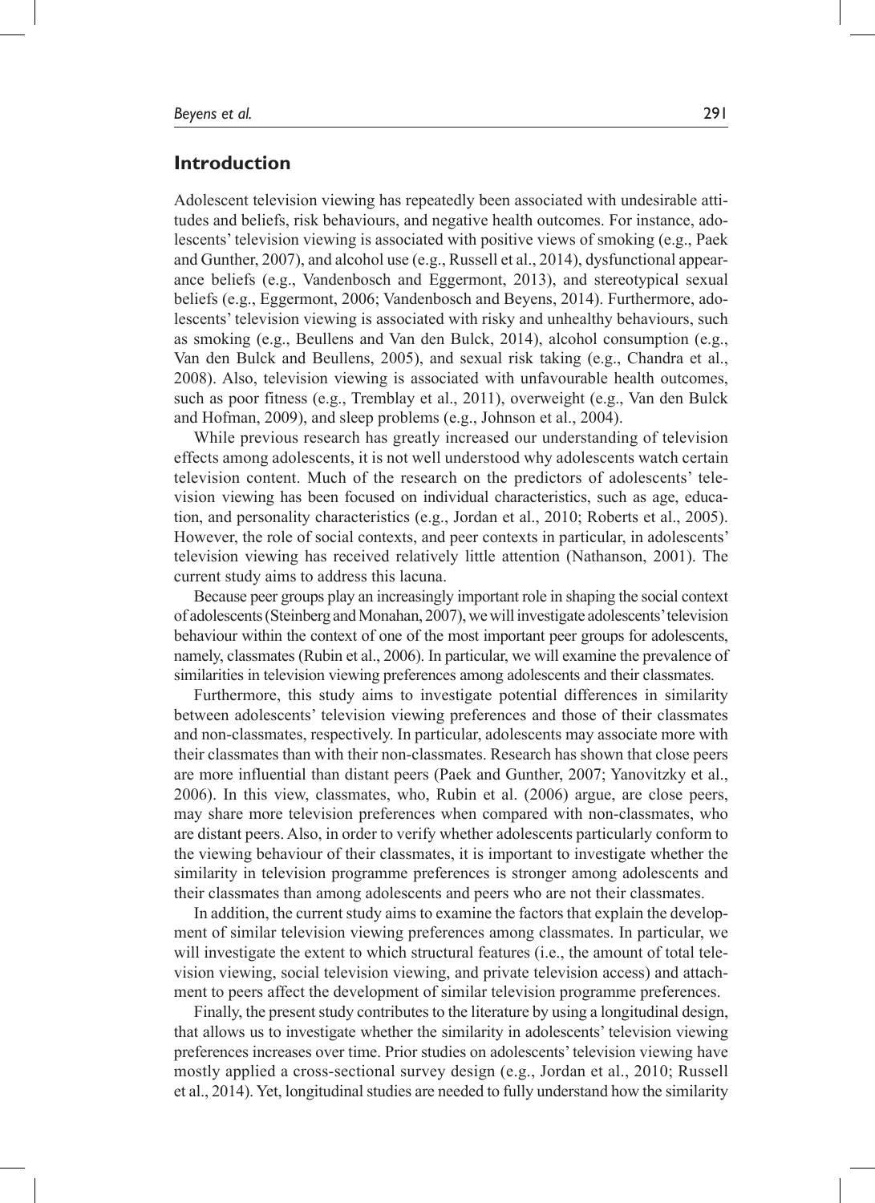## Introduction

Adolescent television viewing has repeatedly been associated with undesirable attitudes and beliefs, risk behaviours, and negative health outcomes. For instance, adolescents' television viewing is associated with positive views of smoking (e.g., Paek and Gunther, 2007), and alcohol use (e.g., Russell et al., 2014), dysfunctional appearance beliefs (e.g., Vandenbosch and Eggermont, 2013), and stereotypical sexual beliefs (e.g., Eggermont, 2006; Vandenbosch and Beyens, 2014). Furthermore, adolescents' television viewing is associated with risky and unhealthy behaviours, such as smoking (e.g., Beullens and Van den Bulck, 2014), alcohol consumption (e.g., Van den Bulck and Beullens, 2005), and sexual risk taking (e.g., Chandra et al., 2008). Also, television viewing is associated with unfavourable health outcomes, such as poor fitness (e.g., Tremblay et al., 2011), overweight (e.g., Van den Bulck and Hofman, 2009), and sleep problems (e.g., Johnson et al., 2004).

While previous research has greatly increased our understanding of television effects among adolescents, it is not well understood why adolescents watch certain television content. Much of the research on the predictors of adolescents' television viewing has been focused on individual characteristics, such as age, education, and personality characteristics (e.g., Jordan et al., 2010; Roberts et al., 2005). However, the role of social contexts, and peer contexts in particular, in adolescents' television viewing has received relatively little attention (Nathanson, 2001). The current study aims to address this lacuna.

Because peer groups play an increasingly important role in shaping the social context of adolescents (Steinberg and Monahan, 2007), we will investigate adolescents' television behaviour within the context of one of the most important peer groups for adolescents, namely, classmates (Rubin et al., 2006). In particular, we will examine the prevalence of similarities in television viewing preferences among adolescents and their classmates.

Furthermore, this study aims to investigate potential differences in similarity between adolescents' television viewing preferences and those of their classmates and non-classmates, respectively. In particular, adolescents may associate more with their classmates than with their non-classmates. Research has shown that close peers are more influential than distant peers (Paek and Gunther, 2007; Yanovitzky et al., 2006). In this view, classmates, who, Rubin et al. (2006) argue, are close peers, may share more television preferences when compared with non-classmates, who are distant peers. Also, in order to verify whether adolescents particularly conform to the viewing behaviour of their classmates, it is important to investigate whether the similarity in television programme preferences is stronger among adolescents and their classmates than among adolescents and peers who are not their classmates.

In addition, the current study aims to examine the factors that explain the development of similar television viewing preferences among classmates. In particular, we will investigate the extent to which structural features (i.e., the amount of total television viewing, social television viewing, and private television access) and attachment to peers affect the development of similar television programme preferences.

Finally, the present study contributes to the literature by using a longitudinal design, that allows us to investigate whether the similarity in adolescents' television viewing preferences increases over time. Prior studies on adolescents' television viewing have mostly applied a cross-sectional survey design (e.g., Jordan et al., 2010; Russell et al., 2014). Yet, longitudinal studies are needed to fully understand how the similarity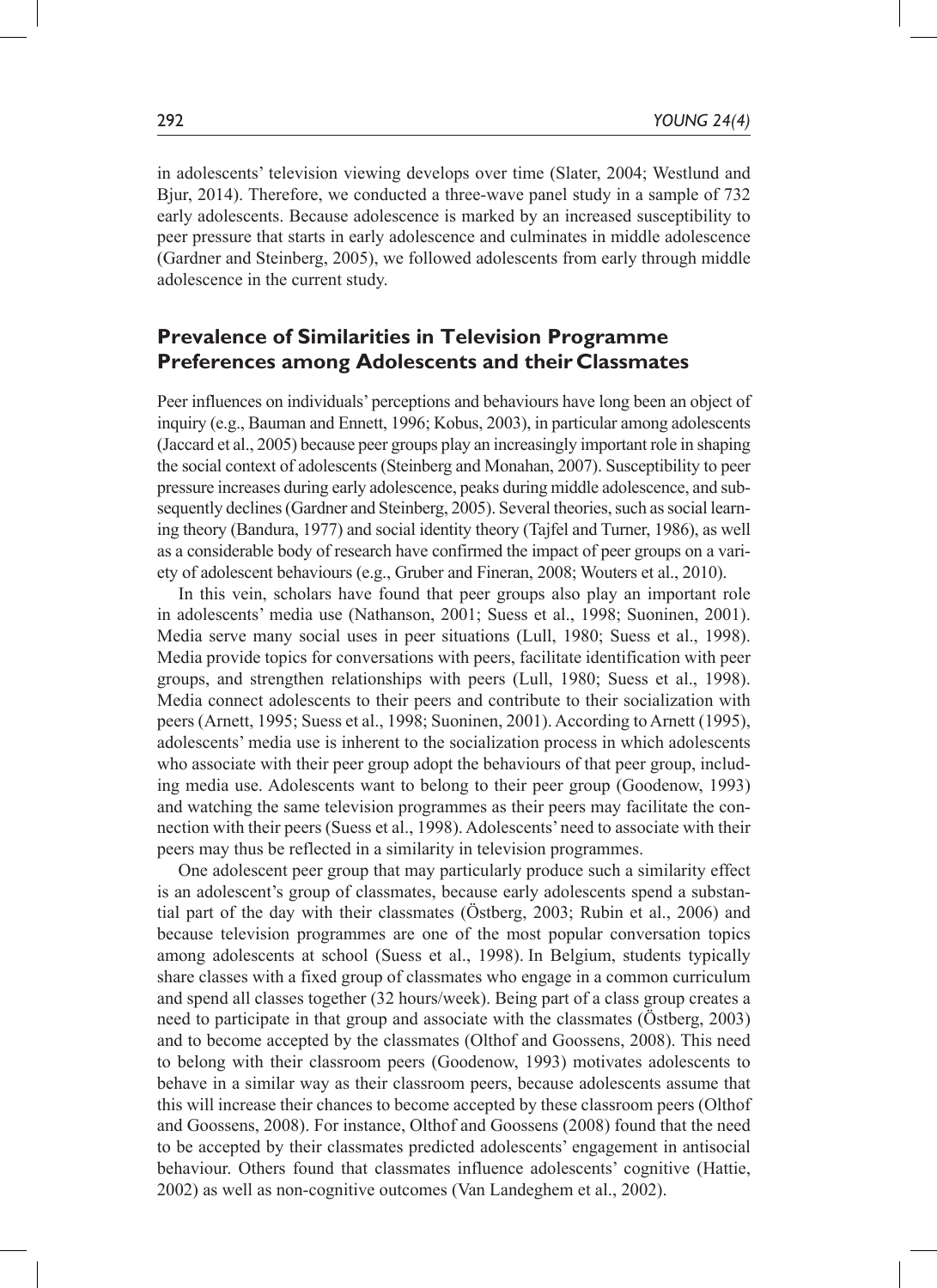in adolescents' television viewing develops over time (Slater, 2004; Westlund and Bjur, 2014). Therefore, we conducted a three-wave panel study in a sample of 732 early adolescents. Because adolescence is marked by an increased susceptibility to peer pressure that starts in early adolescence and culminates in middle adolescence (Gardner and Steinberg, 2005), we followed adolescents from early through middle adolescence in the current study.

## Prevalence of Similarities in Television Programme Preferences among Adolescents and their Classmates

Peer influences on individuals' perceptions and behaviours have long been an object of inquiry (e.g., Bauman and Ennett, 1996; Kobus, 2003), in particular among adolescents (Jaccard et al., 2005) because peer groups play an increasingly important role in shaping the social context of adolescents (Steinberg and Monahan, 2007). Susceptibility to peer pressure increases during early adolescence, peaks during middle adolescence, and subsequently declines (Gardner and Steinberg, 2005). Several theories, such as social learning theory (Bandura, 1977) and social identity theory (Tajfel and Turner, 1986), as well as a considerable body of research have confirmed the impact of peer groups on a variety of adolescent behaviours (e.g., Gruber and Fineran, 2008; Wouters et al., 2010).

In this vein, scholars have found that peer groups also play an important role in adolescents' media use (Nathanson, 2001; Suess et al., 1998; Suoninen, 2001). Media serve many social uses in peer situations (Lull, 1980; Suess et al., 1998). Media provide topics for conversations with peers, facilitate identification with peer groups, and strengthen relationships with peers (Lull, 1980; Suess et al., 1998). Media connect adolescents to their peers and contribute to their socialization with peers (Arnett, 1995; Suess et al., 1998; Suoninen, 2001). According to Arnett (1995), adolescents' media use is inherent to the socialization process in which adolescents who associate with their peer group adopt the behaviours of that peer group, including media use. Adolescents want to belong to their peer group (Goodenow, 1993) and watching the same television programmes as their peers may facilitate the connection with their peers (Suess et al., 1998). Adolescents' need to associate with their peers may thus be reflected in a similarity in television programmes.

One adolescent peer group that may particularly produce such a similarity effect is an adolescent's group of classmates, because early adolescents spend a substantial part of the day with their classmates (Östberg, 2003; Rubin et al., 2006) and because television programmes are one of the most popular conversation topics among adolescents at school (Suess et al., 1998). In Belgium, students typically share classes with a fixed group of classmates who engage in a common curriculum and spend all classes together (32 hours/week). Being part of a class group creates a need to participate in that group and associate with the classmates (Östberg, 2003) and to become accepted by the classmates (Olthof and Goossens, 2008). This need to belong with their classroom peers (Goodenow, 1993) motivates adolescents to behave in a similar way as their classroom peers, because adolescents assume that this will increase their chances to become accepted by these classroom peers (Olthof and Goossens, 2008). For instance, Olthof and Goossens (2008) found that the need to be accepted by their classmates predicted adolescents' engagement in antisocial behaviour. Others found that classmates influence adolescents' cognitive (Hattie, 2002) as well as non-cognitive outcomes (Van Landeghem et al., 2002).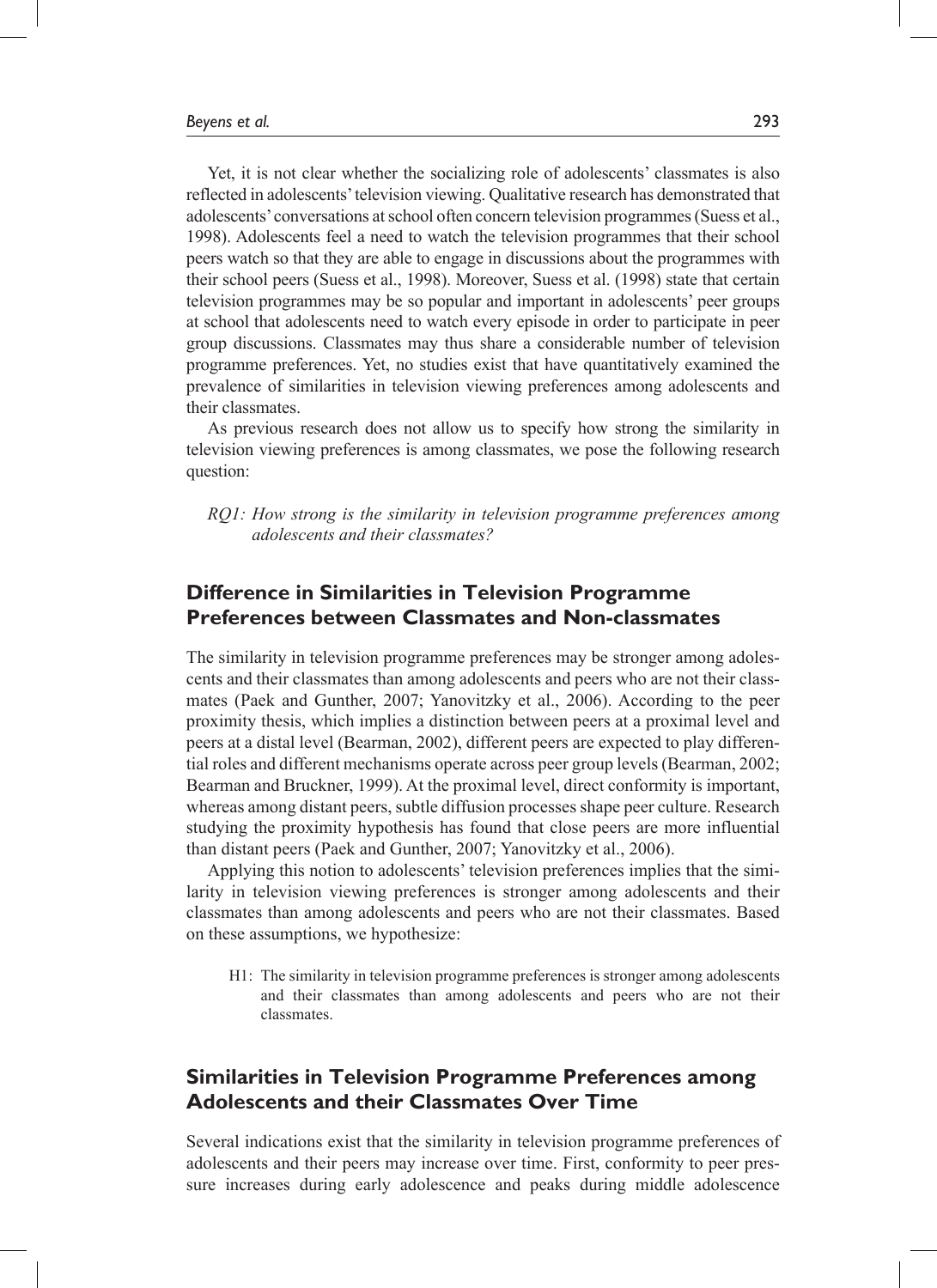Yet, it is not clear whether the socializing role of adolescents' classmates is also reflected in adolescents' television viewing. Qualitative research has demonstrated that adolescents' conversations at school often concern television programmes (Suess et al., 1998). Adolescents feel a need to watch the television programmes that their school peers watch so that they are able to engage in discussions about the programmes with their school peers (Suess et al., 1998). Moreover, Suess et al. (1998) state that certain television programmes may be so popular and important in adolescents' peer groups at school that adolescents need to watch every episode in order to participate in peer group discussions. Classmates may thus share a considerable number of television programme preferences. Yet, no studies exist that have quantitatively examined the prevalence of similarities in television viewing preferences among adolescents and their classmates.

As previous research does not allow us to specify how strong the similarity in television viewing preferences is among classmates, we pose the following research question:

> *RQ1: How strong is the similarity in television programme preferences among adolescents and their classmates?*

## Difference in Similarities in Television Programme Preferences between Classmates and Non-classmates

The similarity in television programme preferences may be stronger among adolescents and their classmates than among adolescents and peers who are not their classmates (Paek and Gunther, 2007; Yanovitzky et al., 2006). According to the peer proximity thesis, which implies a distinction between peers at a proximal level and peers at a distal level (Bearman, 2002), different peers are expected to play differential roles and different mechanisms operate across peer group levels (Bearman, 2002; Bearman and Bruckner, 1999). At the proximal level, direct conformity is important, whereas among distant peers, subtle diffusion processes shape peer culture. Research studying the proximity hypothesis has found that close peers are more influential than distant peers (Paek and Gunther, 2007; Yanovitzky et al., 2006).

Applying this notion to adolescents' television preferences implies that the similarity in television viewing preferences is stronger among adolescents and their classmates than among adolescents and peers who are not their classmates. Based on these assumptions, we hypothesize:

> H1: The similarity in television programme preferences is stronger among adolescents and their classmates than among adolescents and peers who are not their classmates.

## Similarities in Television Programme Preferences among Adolescents and their Classmates Over Time

Several indications exist that the similarity in television programme preferences of adolescents and their peers may increase over time. First, conformity to peer pressure increases during early adolescence and peaks during middle adolescence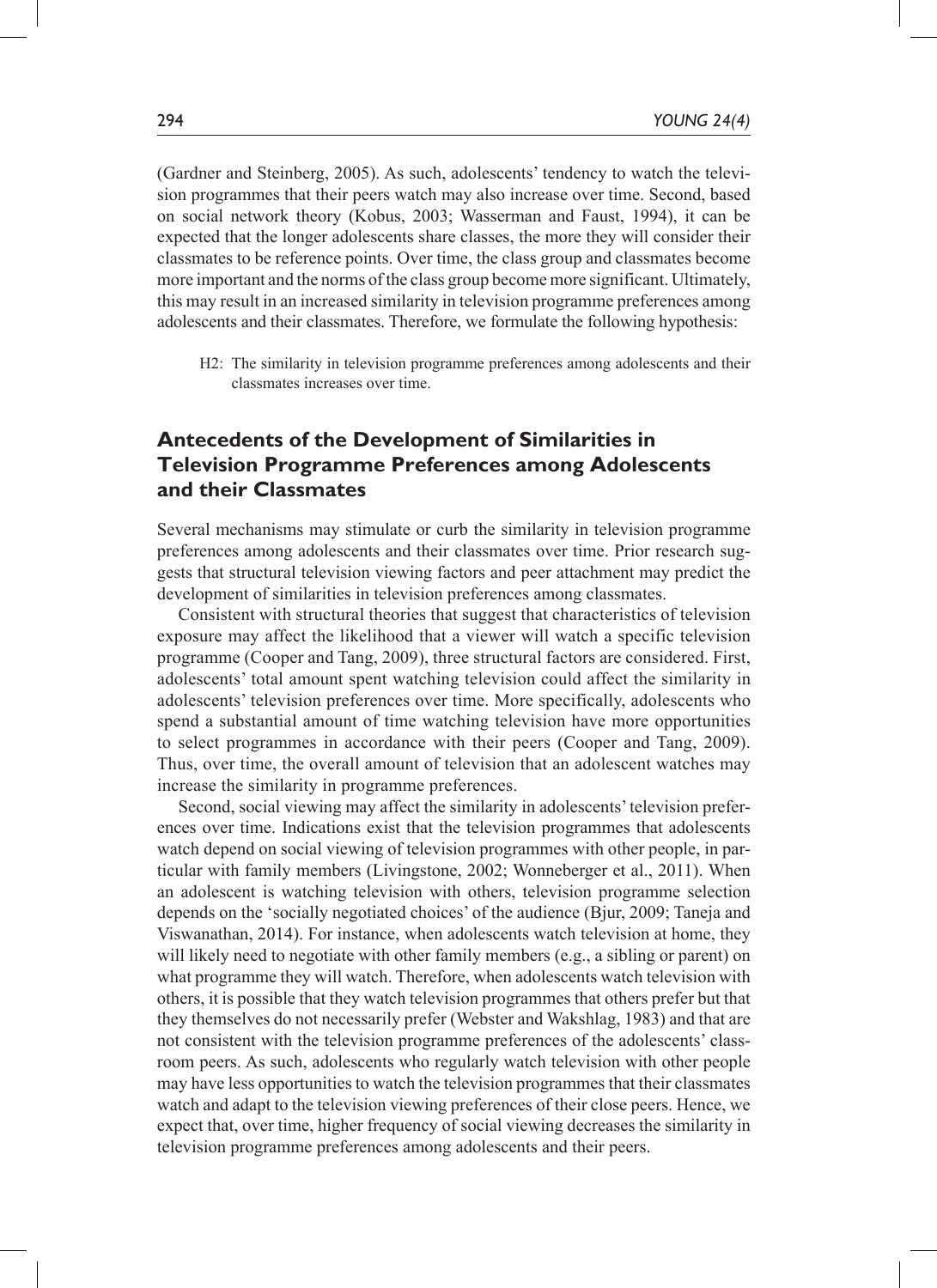(Gardner and Steinberg, 2005). As such, adolescents' tendency to watch the television programmes that their peers watch may also increase over time. Second, based on social network theory (Kobus, 2003; Wasserman and Faust, 1994), it can be expected that the longer adolescents share classes, the more they will consider their classmates to be reference points. Over time, the class group and classmates become more important and the norms of the class group become more significant. Ultimately, this may result in an increased similarity in television programme preferences among adolescents and their classmates. Therefore, we formulate the following hypothesis:

> H2: The similarity in television programme preferences among adolescents and their classmates increases over time.

## Antecedents of the Development of Similarities in Television Programme Preferences among Adolescents and their Classmates

Several mechanisms may stimulate or curb the similarity in television programme preferences among adolescents and their classmates over time. Prior research suggests that structural television viewing factors and peer attachment may predict the development of similarities in television preferences among classmates.

Consistent with structural theories that suggest that characteristics of television exposure may affect the likelihood that a viewer will watch a specific television programme (Cooper and Tang, 2009), three structural factors are considered. First, adolescents' total amount spent watching television could affect the similarity in adolescents' television preferences over time. More specifically, adolescents who spend a substantial amount of time watching television have more opportunities to select programmes in accordance with their peers (Cooper and Tang, 2009). Thus, over time, the overall amount of television that an adolescent watches may increase the similarity in programme preferences.

Second, social viewing may affect the similarity in adolescents' television preferences over time. Indications exist that the television programmes that adolescents watch depend on social viewing of television programmes with other people, in particular with family members (Livingstone, 2002; Wonneberger et al., 2011). When an adolescent is watching television with others, television programme selection depends on the 'socially negotiated choices' of the audience (Bjur, 2009; Taneja and Viswanathan, 2014). For instance, when adolescents watch television at home, they will likely need to negotiate with other family members (e.g., a sibling or parent) on what programme they will watch. Therefore, when adolescents watch television with others, it is possible that they watch television programmes that others prefer but that they themselves do not necessarily prefer (Webster and Wakshlag, 1983) and that are not consistent with the television programme preferences of the adolescents' classroom peers. As such, adolescents who regularly watch television with other people may have less opportunities to watch the television programmes that their classmates watch and adapt to the television viewing preferences of their close peers. Hence, we expect that, over time, higher frequency of social viewing decreases the similarity in television programme preferences among adolescents and their peers.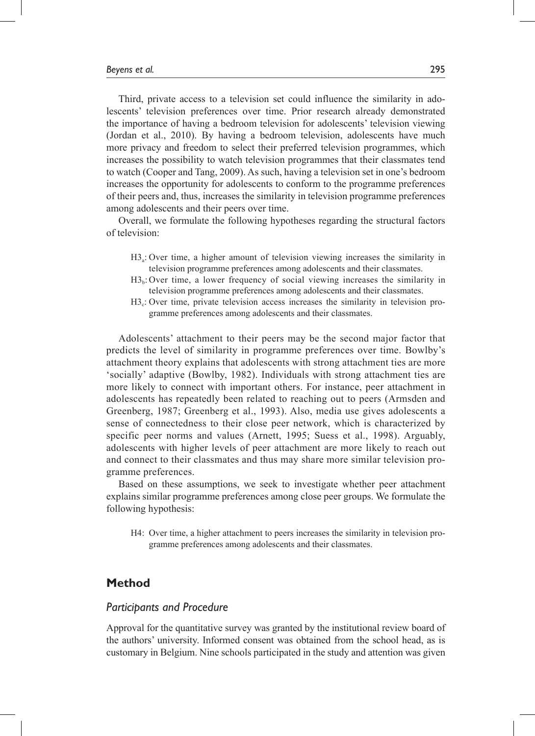Third, private access to a television set could influence the similarity in adolescents' television preferences over time. Prior research already demonstrated the importance of having a bedroom television for adolescents' television viewing (Jordan et al., 2010). By having a bedroom television, adolescents have much more privacy and freedom to select their preferred television programmes, which increases the possibility to watch television programmes that their classmates tend to watch (Cooper and Tang, 2009). As such, having a television set in one's bedroom increases the opportunity for adolescents to conform to the programme preferences of their peers and, thus, increases the similarity in television programme preferences among adolescents and their peers over time.

Overall, we formulate the following hypotheses regarding the structural factors of television:

- $H3_a$: Over time, a higher amount of television viewing increases the similarity in television programme preferences among adolescents and their classmates.
- $H3_b$: Over time, a lower frequency of social viewing increases the similarity in television programme preferences among adolescents and their classmates.
- $H3_c$: Over time, private television access increases the similarity in television programme preferences among adolescents and their classmates.

Adolescents' attachment to their peers may be the second major factor that predicts the level of similarity in programme preferences over time. Bowlby's attachment theory explains that adolescents with strong attachment ties are more 'socially' adaptive (Bowlby, 1982). Individuals with strong attachment ties are more likely to connect with important others. For instance, peer attachment in adolescents has repeatedly been related to reaching out to peers (Armsden and Greenberg, 1987; Greenberg et al., 1993). Also, media use gives adolescents a sense of connectedness to their close peer network, which is characterized by specific peer norms and values (Arnett, 1995; Suess et al., 1998). Arguably, adolescents with higher levels of peer attachment are more likely to reach out and connect to their classmates and thus may share more similar television programme preferences.

Based on these assumptions, we seek to investigate whether peer attachment explains similar programme preferences among close peer groups. We formulate the following hypothesis:

- H4: Over time, a higher attachment to peers increases the similarity in television programme preferences among adolescents and their classmates.

## Method

### *Participants and Procedure*

Approval for the quantitative survey was granted by the institutional review board of the authors' university. Informed consent was obtained from the school head, as is customary in Belgium. Nine schools participated in the study and attention was given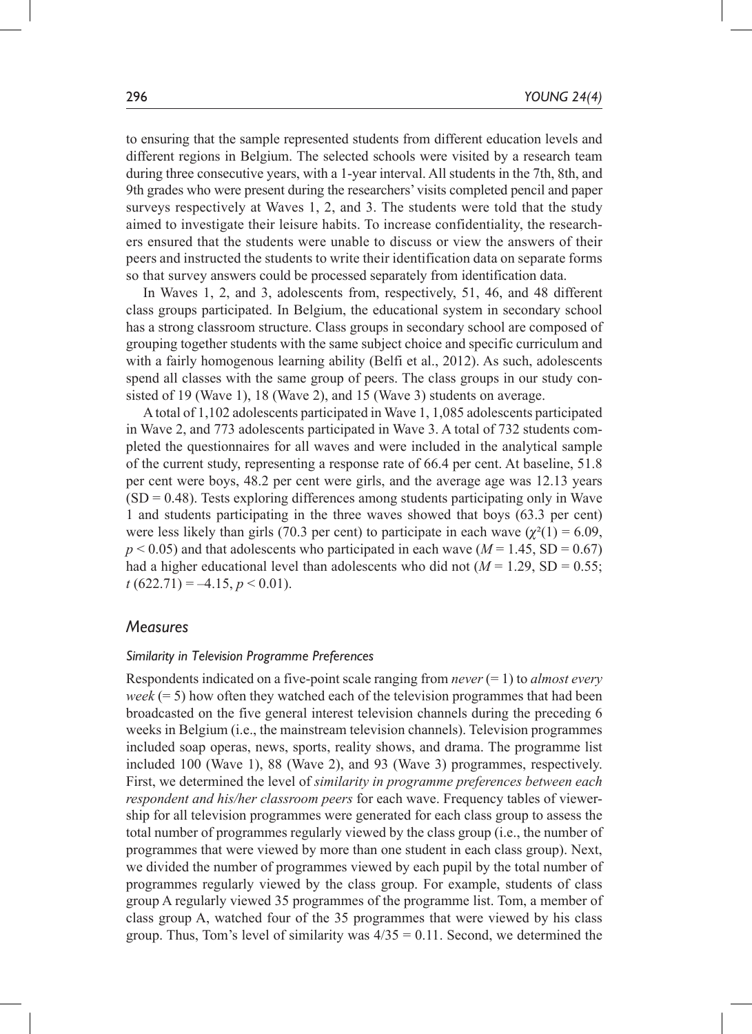to ensuring that the sample represented students from different education levels and different regions in Belgium. The selected schools were visited by a research team during three consecutive years, with a 1-year interval. All students in the 7th, 8th, and 9th grades who were present during the researchers' visits completed pencil and paper surveys respectively at Waves 1, 2, and 3. The students were told that the study aimed to investigate their leisure habits. To increase confidentiality, the researchers ensured that the students were unable to discuss or view the answers of their peers and instructed the students to write their identification data on separate forms so that survey answers could be processed separately from identification data.

In Waves 1, 2, and 3, adolescents from, respectively, 51, 46, and 48 different class groups participated. In Belgium, the educational system in secondary school has a strong classroom structure. Class groups in secondary school are composed of grouping together students with the same subject choice and specific curriculum and with a fairly homogenous learning ability (Belfi et al., 2012). As such, adolescents spend all classes with the same group of peers. The class groups in our study consisted of 19 (Wave 1), 18 (Wave 2), and 15 (Wave 3) students on average.

A total of 1,102 adolescents participated in Wave 1, 1,085 adolescents participated in Wave 2, and 773 adolescents participated in Wave 3. A total of 732 students completed the questionnaires for all waves and were included in the analytical sample of the current study, representing a response rate of 66.4 per cent. At baseline, 51.8 per cent were boys, 48.2 per cent were girls, and the average age was 12.13 years (SD = 0.48). Tests exploring differences among students participating only in Wave 1 and students participating in the three waves showed that boys (63.3 per cent) were less likely than girls (70.3 per cent) to participate in each wave ($\chi^2(1) = 6.09$, $p < 0.05$) and that adolescents who participated in each wave ($M = 1.45$, SD = 0.67) had a higher educational level than adolescents who did not ($M = 1.29$, SD = 0.55; $t\,(622.71) = -4.15$, $p < 0.01$).

## *Measures*

### *Similarity in Television Programme Preferences*

Respondents indicated on a five-point scale ranging from *never* (= 1) to *almost every week* (= 5) how often they watched each of the television programmes that had been broadcasted on the five general interest television channels during the preceding 6 weeks in Belgium (i.e., the mainstream television channels). Television programmes included soap operas, news, sports, reality shows, and drama. The programme list included 100 (Wave 1), 88 (Wave 2), and 93 (Wave 3) programmes, respectively. First, we determined the level of *similarity in programme preferences between each respondent and his/her classroom peers* for each wave. Frequency tables of viewership for all television programmes were generated for each class group to assess the total number of programmes regularly viewed by the class group (i.e., the number of programmes that were viewed by more than one student in each class group). Next, we divided the number of programmes viewed by each pupil by the total number of programmes regularly viewed by the class group. For example, students of class group A regularly viewed 35 programmes of the programme list. Tom, a member of class group A, watched four of the 35 programmes that were viewed by his class group. Thus, Tom's level of similarity was $4/35 = 0.11$. Second, we determined the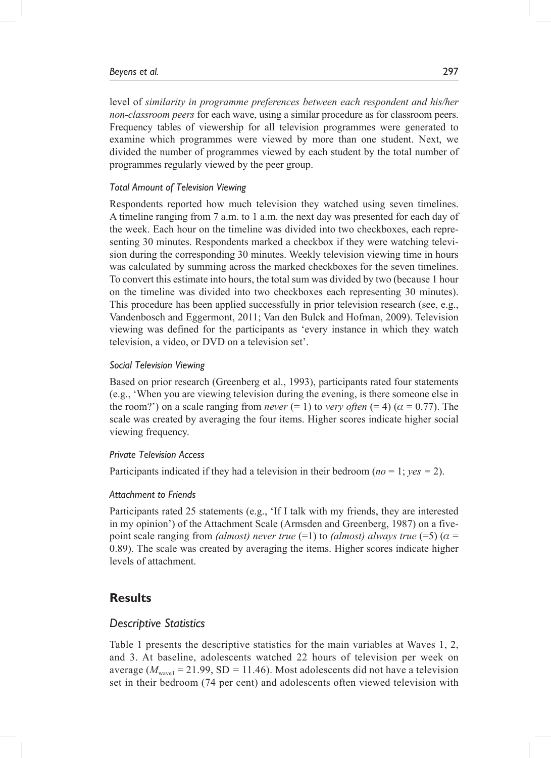level of *similarity in programme preferences between each respondent and his/her non-classroom peers* for each wave, using a similar procedure as for classroom peers. Frequency tables of viewership for all television programmes were generated to examine which programmes were viewed by more than one student. Next, we divided the number of programmes viewed by each student by the total number of programmes regularly viewed by the peer group.

#### *Total Amount of Television Viewing*

Respondents reported how much television they watched using seven timelines. A timeline ranging from 7 a.m. to 1 a.m. the next day was presented for each day of the week. Each hour on the timeline was divided into two checkboxes, each representing 30 minutes. Respondents marked a checkbox if they were watching television during the corresponding 30 minutes. Weekly television viewing time in hours was calculated by summing across the marked checkboxes for the seven timelines. To convert this estimate into hours, the total sum was divided by two (because 1 hour on the timeline was divided into two checkboxes each representing 30 minutes). This procedure has been applied successfully in prior television research (see, e.g., Vandenbosch and Eggermont, 2011; Van den Bulck and Hofman, 2009). Television viewing was defined for the participants as 'every instance in which they watch television, a video, or DVD on a television set'.

#### *Social Television Viewing*

Based on prior research (Greenberg et al., 1993), participants rated four statements (e.g., 'When you are viewing television during the evening, is there someone else in the room?') on a scale ranging from *never* (= 1) to *very often* (= 4) ($\alpha = 0.77$). The scale was created by averaging the four items. Higher scores indicate higher social viewing frequency.

#### *Private Television Access*

Participants indicated if they had a television in their bedroom (*no* = 1; *yes* = 2).

#### *Attachment to Friends*

Participants rated 25 statements (e.g., 'If I talk with my friends, they are interested in my opinion') of the Attachment Scale (Armsden and Greenberg, 1987) on a five-point scale ranging from *(almost) never true* (=1) to *(almost) always true* (=5) ($\alpha = 0.89$). The scale was created by averaging the items. Higher scores indicate higher levels of attachment.

## Results

### *Descriptive Statistics*

Table 1 presents the descriptive statistics for the main variables at Waves 1, 2, and 3. At baseline, adolescents watched 22 hours of television per week on average ($M_{\text{wave1}} = 21.99$, SD = 11.46). Most adolescents did not have a television set in their bedroom (74 per cent) and adolescents often viewed television with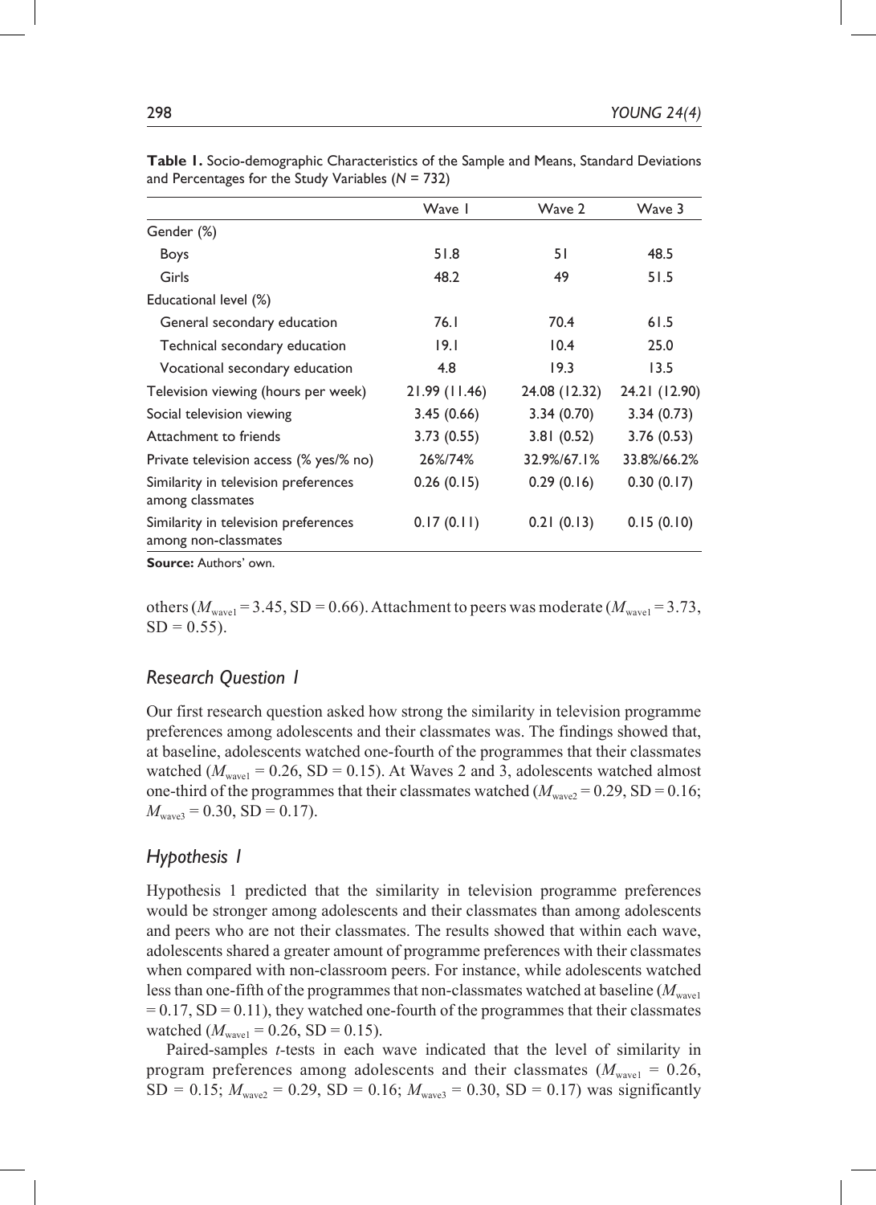**Table 1.** Socio-demographic Characteristics of the Sample and Means, Standard Deviations and Percentages for the Study Variables ($N$ = 732)

| | Wave 1 | Wave 2 | Wave 3 |
|---|---|---|---|
| Gender (%) | | | |
| Boys | 51.8 | 51 | 48.5 |
| Girls | 48.2 | 49 | 51.5 |
| Educational level (%) | | | |
| General secondary education | 76.1 | 70.4 | 61.5 |
| Technical secondary education | 19.1 | 10.4 | 25.0 |
| Vocational secondary education | 4.8 | 19.3 | 13.5 |
| Television viewing (hours per week) | 21.99 (11.46) | 24.08 (12.32) | 24.21 (12.90) |
| Social television viewing | 3.45 (0.66) | 3.34 (0.70) | 3.34 (0.73) |
| Attachment to friends | 3.73 (0.55) | 3.81 (0.52) | 3.76 (0.53) |
| Private television access (% yes/% no) | 26%/74% | 32.9%/67.1% | 33.8%/66.2% |
| Similarity in television preferences among classmates | 0.26 (0.15) | 0.29 (0.16) | 0.30 (0.17) |
| Similarity in television preferences among non-classmates | 0.17 (0.11) | 0.21 (0.13) | 0.15 (0.10) |

**Source:** Authors' own.

others ($M_{\text{wave1}}$ = 3.45, SD = 0.66). Attachment to peers was moderate ($M_{\text{wave1}}$ = 3.73, SD = 0.55).

## *Research Question 1*

Our first research question asked how strong the similarity in television programme preferences among adolescents and their classmates was. The findings showed that, at baseline, adolescents watched one-fourth of the programmes that their classmates watched ($M_{\text{wave1}}$ = 0.26, SD = 0.15). At Waves 2 and 3, adolescents watched almost one-third of the programmes that their classmates watched ($M_{\text{wave2}}$ = 0.29, SD = 0.16; $M_{\text{wave3}}$ = 0.30, SD = 0.17).

## *Hypothesis 1*

Hypothesis 1 predicted that the similarity in television programme preferences would be stronger among adolescents and their classmates than among adolescents and peers who are not their classmates. The results showed that within each wave, adolescents shared a greater amount of programme preferences with their classmates when compared with non-classroom peers. For instance, while adolescents watched less than one-fifth of the programmes that non-classmates watched at baseline ($M_{\text{wave1}}$ = 0.17, SD = 0.11), they watched one-fourth of the programmes that their classmates watched ($M_{\text{wave1}}$ = 0.26, SD = 0.15).

Paired-samples *t*-tests in each wave indicated that the level of similarity in program preferences among adolescents and their classmates ($M_{\text{wave1}}$ = 0.26, SD = 0.15; $M_{\text{wave2}}$ = 0.29, SD = 0.16; $M_{\text{wave3}}$ = 0.30, SD = 0.17) was significantly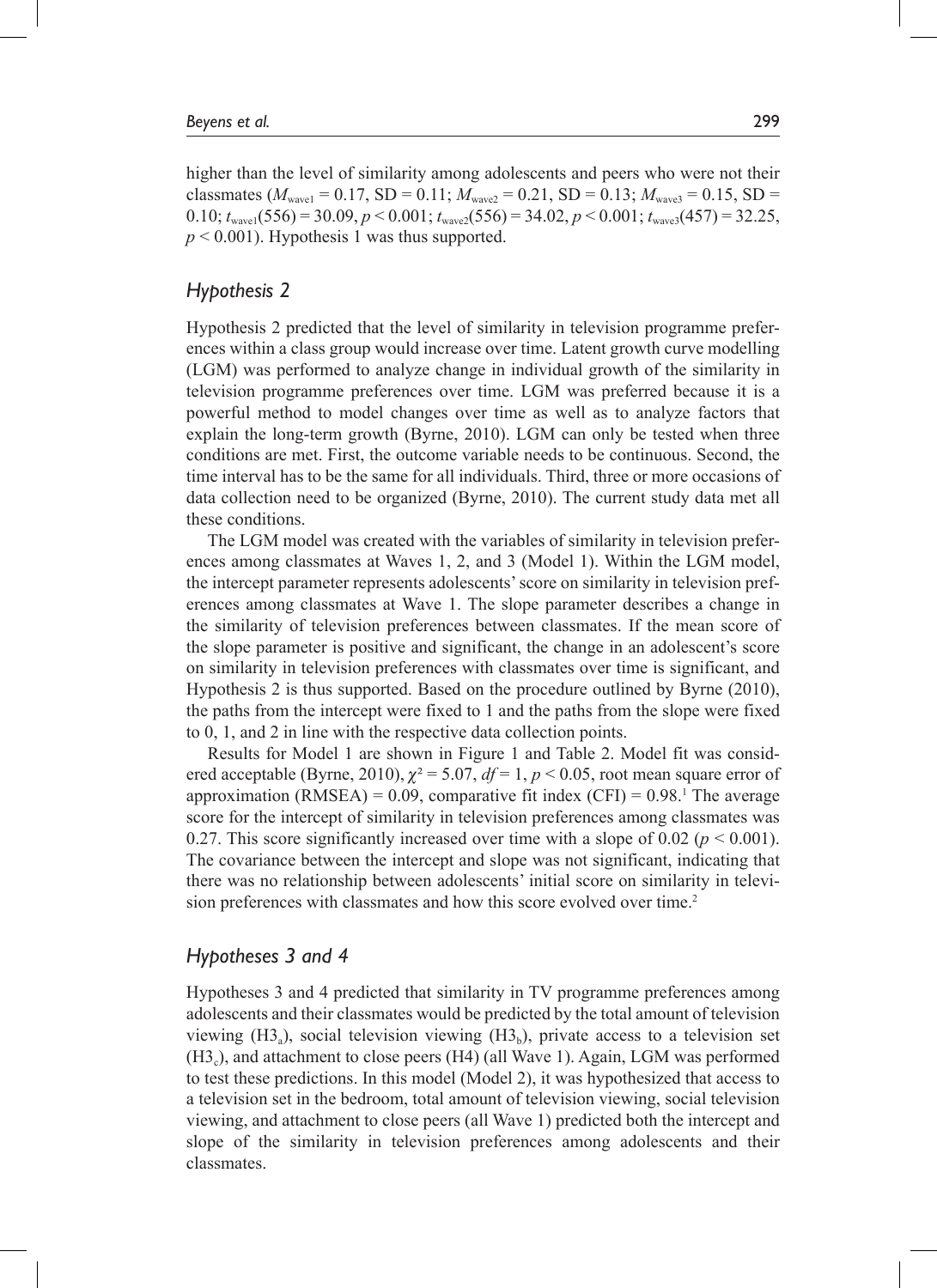higher than the level of similarity among adolescents and peers who were not their classmates ($M_{wave1} = 0.17$, SD = 0.11; $M_{wave2} = 0.21$, SD = 0.13; $M_{wave3} = 0.15$, SD = 0.10; $t_{wave1}(556) = 30.09$, $p < 0.001$; $t_{wave2}(556) = 34.02$, $p < 0.001$; $t_{wave3}(457) = 32.25$, $p < 0.001$). Hypothesis 1 was thus supported.

### *Hypothesis 2*

Hypothesis 2 predicted that the level of similarity in television programme preferences within a class group would increase over time. Latent growth curve modelling (LGM) was performed to analyze change in individual growth of the similarity in television programme preferences over time. LGM was preferred because it is a powerful method to model changes over time as well as to analyze factors that explain the long-term growth (Byrne, 2010). LGM can only be tested when three conditions are met. First, the outcome variable needs to be continuous. Second, the time interval has to be the same for all individuals. Third, three or more occasions of data collection need to be organized (Byrne, 2010). The current study data met all these conditions.

The LGM model was created with the variables of similarity in television preferences among classmates at Waves 1, 2, and 3 (Model 1). Within the LGM model, the intercept parameter represents adolescents' score on similarity in television preferences among classmates at Wave 1. The slope parameter describes a change in the similarity of television preferences between classmates. If the mean score of the slope parameter is positive and significant, the change in an adolescent's score on similarity in television preferences with classmates over time is significant, and Hypothesis 2 is thus supported. Based on the procedure outlined by Byrne (2010), the paths from the intercept were fixed to 1 and the paths from the slope were fixed to 0, 1, and 2 in line with the respective data collection points.

Results for Model 1 are shown in Figure 1 and Table 2. Model fit was considered acceptable (Byrne, 2010), $\chi^2 = 5.07$, $df = 1$, $p < 0.05$, root mean square error of approximation (RMSEA) = 0.09, comparative fit index (CFI) = 0.98.[1] The average score for the intercept of similarity in television preferences among classmates was 0.27. This score significantly increased over time with a slope of 0.02 ($p < 0.001$). The covariance between the intercept and slope was not significant, indicating that there was no relationship between adolescents' initial score on similarity in television preferences with classmates and how this score evolved over time.[2]

### *Hypotheses 3 and 4*

Hypotheses 3 and 4 predicted that similarity in TV programme preferences among adolescents and their classmates would be predicted by the total amount of television viewing ($H3_a$), social television viewing ($H3_b$), private access to a television set ($H3_c$), and attachment to close peers (H4) (all Wave 1). Again, LGM was performed to test these predictions. In this model (Model 2), it was hypothesized that access to a television set in the bedroom, total amount of television viewing, social television viewing, and attachment to close peers (all Wave 1) predicted both the intercept and slope of the similarity in television preferences among adolescents and their classmates.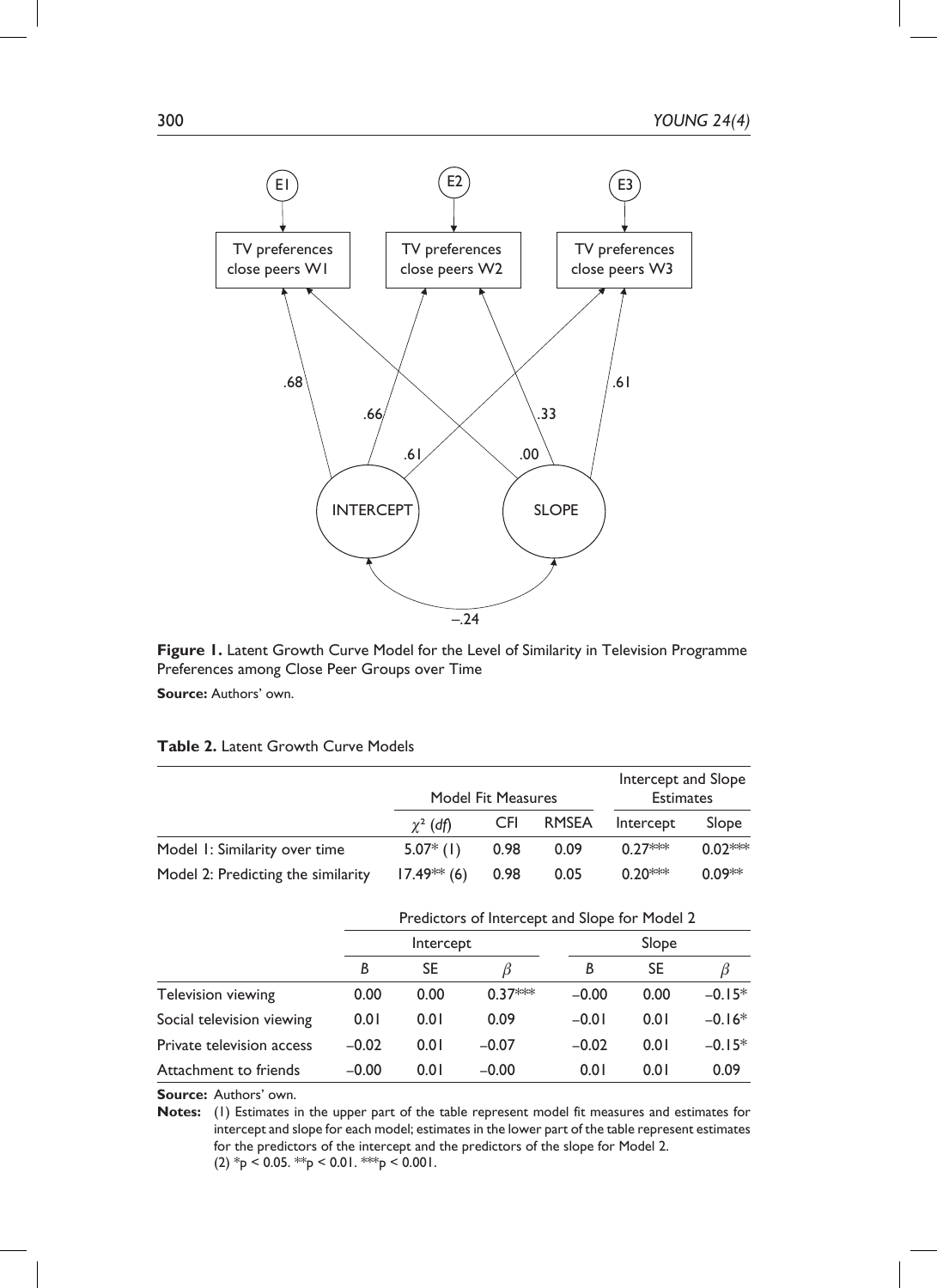**Figure 1.** Latent Growth Curve Model for the Level of Similarity in Television Programme Preferences among Close Peer Groups over Time

**Source:** Authors' own.

**Table 2.** Latent Growth Curve Models

| | Model Fit Measures | | | Intercept and Slope Estimates | |
|---|---|---|---|---|---|
| | $\chi^2$ (*df*) | CFI | RMSEA | Intercept | Slope |
| Model 1: Similarity over time | 5.07* (1) | 0.98 | 0.09 | 0.27*** | 0.02*** |
| Model 2: Predicting the similarity | 17.49** (6) | 0.98 | 0.05 | 0.20*** | 0.09** |

| | Predictors of Intercept and Slope for Model 2 | | | | | |
|---|---|---|---|---|---|---|
| | Intercept | | | Slope | | |
| | *B* | SE | $\beta$ | *B* | SE | $\beta$ |
| Television viewing | 0.00 | 0.00 | 0.37*** | –0.00 | 0.00 | –0.15* |
| Social television viewing | 0.01 | 0.01 | 0.09 | –0.01 | 0.01 | –0.16* |
| Private television access | –0.02 | 0.01 | –0.07 | –0.02 | 0.01 | –0.15* |
| Attachment to friends | –0.00 | 0.01 | –0.00 | 0.01 | 0.01 | 0.09 |

**Source:** Authors' own.

**Notes:** (1) Estimates in the upper part of the table represent model fit measures and estimates for intercept and slope for each model; estimates in the lower part of the table represent estimates for the predictors of the intercept and the predictors of the slope for Model 2.
(2) *$p < 0.05$. **$p < 0.01$. ***$p < 0.001$.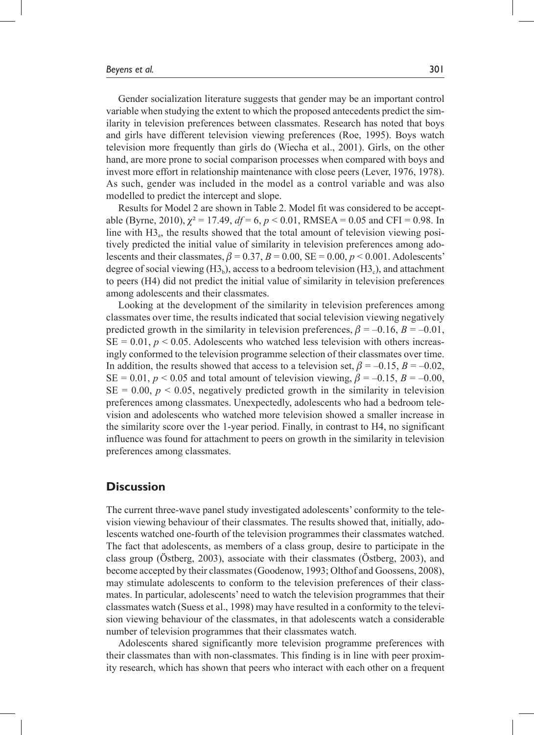Gender socialization literature suggests that gender may be an important control variable when studying the extent to which the proposed antecedents predict the similarity in television preferences between classmates. Research has noted that boys and girls have different television viewing preferences (Roe, 1995). Boys watch television more frequently than girls do (Wiecha et al., 2001). Girls, on the other hand, are more prone to social comparison processes when compared with boys and invest more effort in relationship maintenance with close peers (Lever, 1976, 1978). As such, gender was included in the model as a control variable and was also modelled to predict the intercept and slope.

Results for Model 2 are shown in Table 2. Model fit was considered to be acceptable (Byrne, 2010), $\chi^2 = 17.49$, $df = 6$, $p < 0.01$, RMSEA = 0.05 and CFI = 0.98. In line with $H3_a$, the results showed that the total amount of television viewing positively predicted the initial value of similarity in television preferences among adolescents and their classmates, $\beta = 0.37$, $B = 0.00$, SE = 0.00, $p < 0.001$. Adolescents' degree of social viewing ($H3_b$), access to a bedroom television ($H3_c$), and attachment to peers (H4) did not predict the initial value of similarity in television preferences among adolescents and their classmates.

Looking at the development of the similarity in television preferences among classmates over time, the results indicated that social television viewing negatively predicted growth in the similarity in television preferences, $\beta = -0.16$, $B = -0.01$, SE = 0.01, $p < 0.05$. Adolescents who watched less television with others increasingly conformed to the television programme selection of their classmates over time. In addition, the results showed that access to a television set, $\beta = -0.15$, $B = -0.02$, SE = 0.01, $p < 0.05$ and total amount of television viewing, $\beta = -0.15$, $B = -0.00$, SE = 0.00, $p < 0.05$, negatively predicted growth in the similarity in television preferences among classmates. Unexpectedly, adolescents who had a bedroom television and adolescents who watched more television showed a smaller increase in the similarity score over the 1-year period. Finally, in contrast to H4, no significant influence was found for attachment to peers on growth in the similarity in television preferences among classmates.

## Discussion

The current three-wave panel study investigated adolescents' conformity to the television viewing behaviour of their classmates. The results showed that, initially, adolescents watched one-fourth of the television programmes their classmates watched. The fact that adolescents, as members of a class group, desire to participate in the class group (Östberg, 2003), associate with their classmates (Östberg, 2003), and become accepted by their classmates (Goodenow, 1993; Olthof and Goossens, 2008), may stimulate adolescents to conform to the television preferences of their classmates. In particular, adolescents' need to watch the television programmes that their classmates watch (Suess et al., 1998) may have resulted in a conformity to the television viewing behaviour of the classmates, in that adolescents watch a considerable number of television programmes that their classmates watch.

Adolescents shared significantly more television programme preferences with their classmates than with non-classmates. This finding is in line with peer proximity research, which has shown that peers who interact with each other on a frequent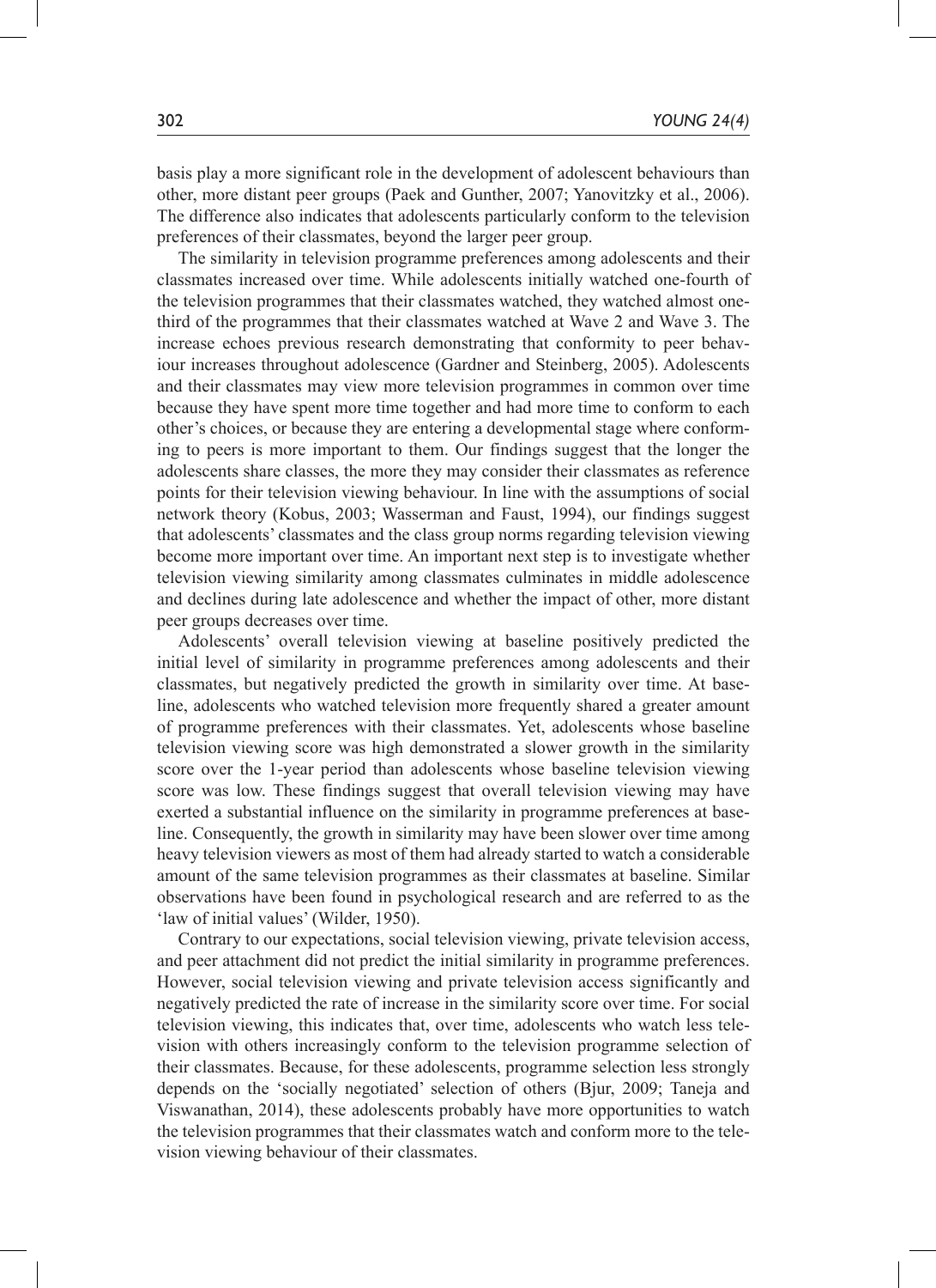basis play a more significant role in the development of adolescent behaviours than other, more distant peer groups (Paek and Gunther, 2007; Yanovitzky et al., 2006). The difference also indicates that adolescents particularly conform to the television preferences of their classmates, beyond the larger peer group.

The similarity in television programme preferences among adolescents and their classmates increased over time. While adolescents initially watched one-fourth of the television programmes that their classmates watched, they watched almost one-third of the programmes that their classmates watched at Wave 2 and Wave 3. The increase echoes previous research demonstrating that conformity to peer behaviour increases throughout adolescence (Gardner and Steinberg, 2005). Adolescents and their classmates may view more television programmes in common over time because they have spent more time together and had more time to conform to each other's choices, or because they are entering a developmental stage where conforming to peers is more important to them. Our findings suggest that the longer the adolescents share classes, the more they may consider their classmates as reference points for their television viewing behaviour. In line with the assumptions of social network theory (Kobus, 2003; Wasserman and Faust, 1994), our findings suggest that adolescents' classmates and the class group norms regarding television viewing become more important over time. An important next step is to investigate whether television viewing similarity among classmates culminates in middle adolescence and declines during late adolescence and whether the impact of other, more distant peer groups decreases over time.

Adolescents' overall television viewing at baseline positively predicted the initial level of similarity in programme preferences among adolescents and their classmates, but negatively predicted the growth in similarity over time. At baseline, adolescents who watched television more frequently shared a greater amount of programme preferences with their classmates. Yet, adolescents whose baseline television viewing score was high demonstrated a slower growth in the similarity score over the 1-year period than adolescents whose baseline television viewing score was low. These findings suggest that overall television viewing may have exerted a substantial influence on the similarity in programme preferences at baseline. Consequently, the growth in similarity may have been slower over time among heavy television viewers as most of them had already started to watch a considerable amount of the same television programmes as their classmates at baseline. Similar observations have been found in psychological research and are referred to as the 'law of initial values' (Wilder, 1950).

Contrary to our expectations, social television viewing, private television access, and peer attachment did not predict the initial similarity in programme preferences. However, social television viewing and private television access significantly and negatively predicted the rate of increase in the similarity score over time. For social television viewing, this indicates that, over time, adolescents who watch less television with others increasingly conform to the television programme selection of their classmates. Because, for these adolescents, programme selection less strongly depends on the 'socially negotiated' selection of others (Bjur, 2009; Taneja and Viswanathan, 2014), these adolescents probably have more opportunities to watch the television programmes that their classmates watch and conform more to the television viewing behaviour of their classmates.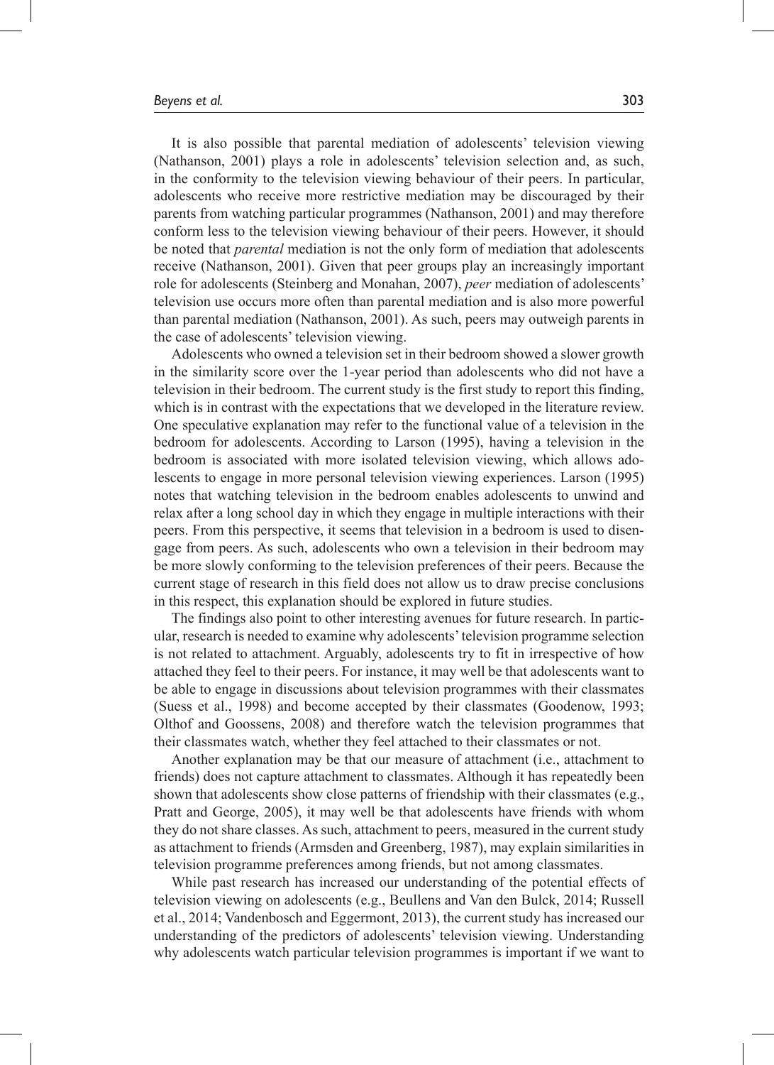It is also possible that parental mediation of adolescents' television viewing (Nathanson, 2001) plays a role in adolescents' television selection and, as such, in the conformity to the television viewing behaviour of their peers. In particular, adolescents who receive more restrictive mediation may be discouraged by their parents from watching particular programmes (Nathanson, 2001) and may therefore conform less to the television viewing behaviour of their peers. However, it should be noted that *parental* mediation is not the only form of mediation that adolescents receive (Nathanson, 2001). Given that peer groups play an increasingly important role for adolescents (Steinberg and Monahan, 2007), *peer* mediation of adolescents' television use occurs more often than parental mediation and is also more powerful than parental mediation (Nathanson, 2001). As such, peers may outweigh parents in the case of adolescents' television viewing.

Adolescents who owned a television set in their bedroom showed a slower growth in the similarity score over the 1-year period than adolescents who did not have a television in their bedroom. The current study is the first study to report this finding, which is in contrast with the expectations that we developed in the literature review. One speculative explanation may refer to the functional value of a television in the bedroom for adolescents. According to Larson (1995), having a television in the bedroom is associated with more isolated television viewing, which allows adolescents to engage in more personal television viewing experiences. Larson (1995) notes that watching television in the bedroom enables adolescents to unwind and relax after a long school day in which they engage in multiple interactions with their peers. From this perspective, it seems that television in a bedroom is used to disengage from peers. As such, adolescents who own a television in their bedroom may be more slowly conforming to the television preferences of their peers. Because the current stage of research in this field does not allow us to draw precise conclusions in this respect, this explanation should be explored in future studies.

The findings also point to other interesting avenues for future research. In particular, research is needed to examine why adolescents' television programme selection is not related to attachment. Arguably, adolescents try to fit in irrespective of how attached they feel to their peers. For instance, it may well be that adolescents want to be able to engage in discussions about television programmes with their classmates (Suess et al., 1998) and become accepted by their classmates (Goodenow, 1993; Olthof and Goossens, 2008) and therefore watch the television programmes that their classmates watch, whether they feel attached to their classmates or not.

Another explanation may be that our measure of attachment (i.e., attachment to friends) does not capture attachment to classmates. Although it has repeatedly been shown that adolescents show close patterns of friendship with their classmates (e.g., Pratt and George, 2005), it may well be that adolescents have friends with whom they do not share classes. As such, attachment to peers, measured in the current study as attachment to friends (Armsden and Greenberg, 1987), may explain similarities in television programme preferences among friends, but not among classmates.

While past research has increased our understanding of the potential effects of television viewing on adolescents (e.g., Beullens and Van den Bulck, 2014; Russell et al., 2014; Vandenbosch and Eggermont, 2013), the current study has increased our understanding of the predictors of adolescents' television viewing. Understanding why adolescents watch particular television programmes is important if we want to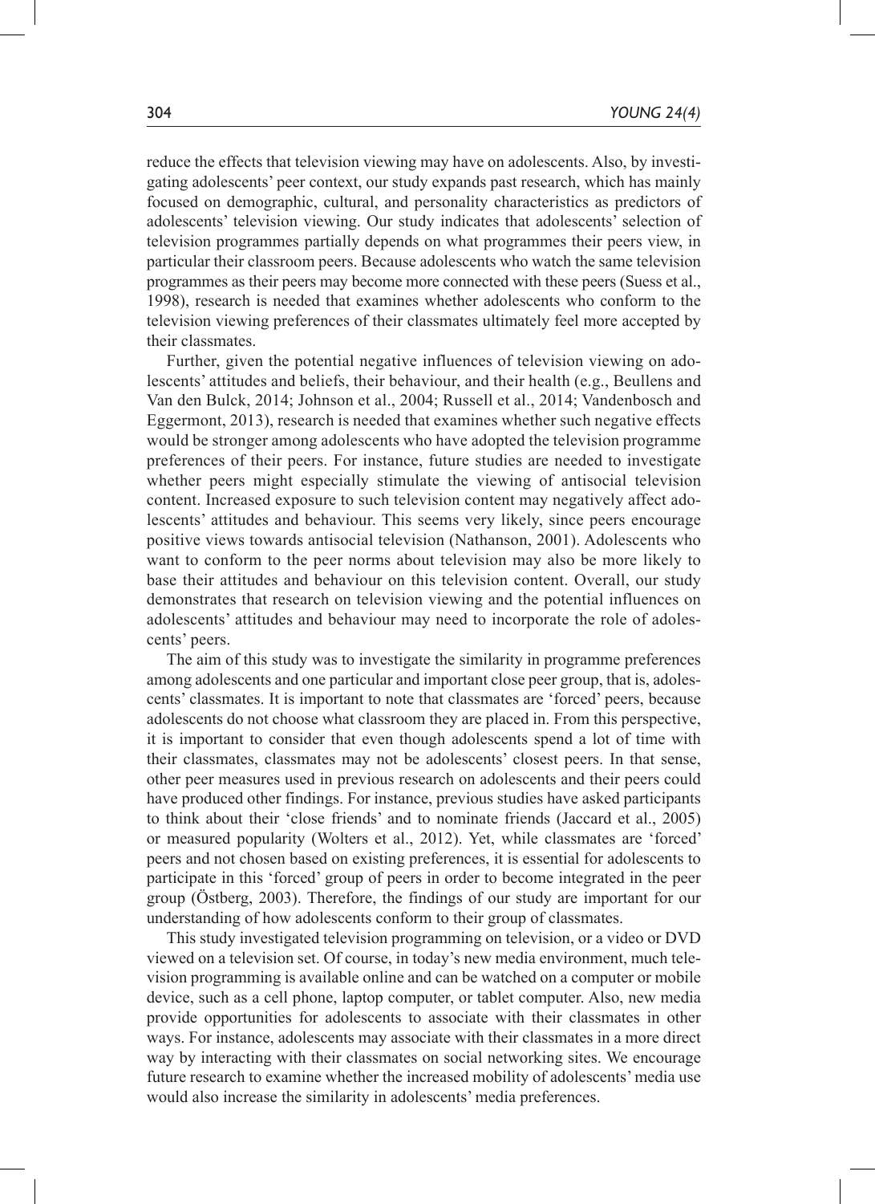reduce the effects that television viewing may have on adolescents. Also, by investigating adolescents' peer context, our study expands past research, which has mainly focused on demographic, cultural, and personality characteristics as predictors of adolescents' television viewing. Our study indicates that adolescents' selection of television programmes partially depends on what programmes their peers view, in particular their classroom peers. Because adolescents who watch the same television programmes as their peers may become more connected with these peers (Suess et al., 1998), research is needed that examines whether adolescents who conform to the television viewing preferences of their classmates ultimately feel more accepted by their classmates.

Further, given the potential negative influences of television viewing on adolescents' attitudes and beliefs, their behaviour, and their health (e.g., Beullens and Van den Bulck, 2014; Johnson et al., 2004; Russell et al., 2014; Vandenbosch and Eggermont, 2013), research is needed that examines whether such negative effects would be stronger among adolescents who have adopted the television programme preferences of their peers. For instance, future studies are needed to investigate whether peers might especially stimulate the viewing of antisocial television content. Increased exposure to such television content may negatively affect adolescents' attitudes and behaviour. This seems very likely, since peers encourage positive views towards antisocial television (Nathanson, 2001). Adolescents who want to conform to the peer norms about television may also be more likely to base their attitudes and behaviour on this television content. Overall, our study demonstrates that research on television viewing and the potential influences on adolescents' attitudes and behaviour may need to incorporate the role of adolescents' peers.

The aim of this study was to investigate the similarity in programme preferences among adolescents and one particular and important close peer group, that is, adolescents' classmates. It is important to note that classmates are 'forced' peers, because adolescents do not choose what classroom they are placed in. From this perspective, it is important to consider that even though adolescents spend a lot of time with their classmates, classmates may not be adolescents' closest peers. In that sense, other peer measures used in previous research on adolescents and their peers could have produced other findings. For instance, previous studies have asked participants to think about their 'close friends' and to nominate friends (Jaccard et al., 2005) or measured popularity (Wolters et al., 2012). Yet, while classmates are 'forced' peers and not chosen based on existing preferences, it is essential for adolescents to participate in this 'forced' group of peers in order to become integrated in the peer group (Östberg, 2003). Therefore, the findings of our study are important for our understanding of how adolescents conform to their group of classmates.

This study investigated television programming on television, or a video or DVD viewed on a television set. Of course, in today's new media environment, much television programming is available online and can be watched on a computer or mobile device, such as a cell phone, laptop computer, or tablet computer. Also, new media provide opportunities for adolescents to associate with their classmates in other ways. For instance, adolescents may associate with their classmates in a more direct way by interacting with their classmates on social networking sites. We encourage future research to examine whether the increased mobility of adolescents' media use would also increase the similarity in adolescents' media preferences.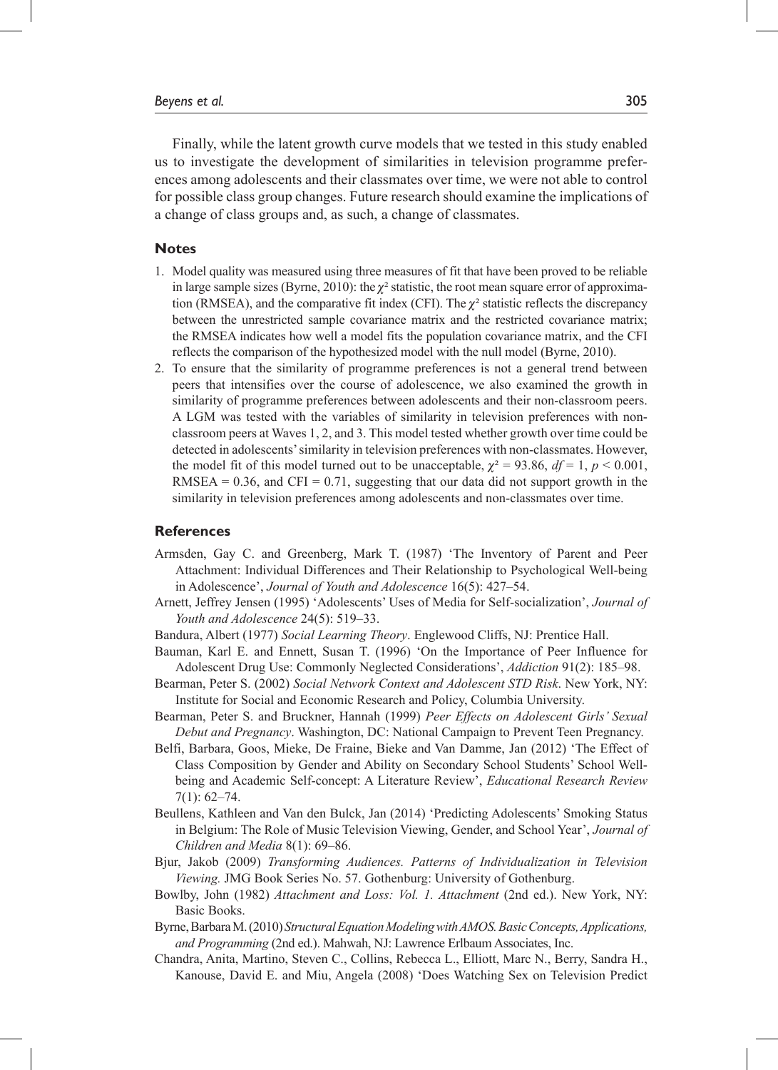Finally, while the latent growth curve models that we tested in this study enabled us to investigate the development of similarities in television programme preferences among adolescents and their classmates over time, we were not able to control for possible class group changes. Future research should examine the implications of a change of class groups and, as such, a change of classmates.

## Notes

1. Model quality was measured using three measures of fit that have been proved to be reliable in large sample sizes (Byrne, 2010): the $\chi^2$ statistic, the root mean square error of approximation (RMSEA), and the comparative fit index (CFI). The $\chi^2$ statistic reflects the discrepancy between the unrestricted sample covariance matrix and the restricted covariance matrix; the RMSEA indicates how well a model fits the population covariance matrix, and the CFI reflects the comparison of the hypothesized model with the null model (Byrne, 2010).
2. To ensure that the similarity of programme preferences is not a general trend between peers that intensifies over the course of adolescence, we also examined the growth in similarity of programme preferences between adolescents and their non-classroom peers. A LGM was tested with the variables of similarity in television preferences with non-classroom peers at Waves 1, 2, and 3. This model tested whether growth over time could be detected in adolescents' similarity in television preferences with non-classmates. However, the model fit of this model turned out to be unacceptable, $\chi^2 = 93.86$, $df = 1$, $p < 0.001$, RMSEA = 0.36, and CFI = 0.71, suggesting that our data did not support growth in the similarity in television preferences among adolescents and non-classmates over time.

## References

Armsden, Gay C. and Greenberg, Mark T. (1987) 'The Inventory of Parent and Peer Attachment: Individual Differences and Their Relationship to Psychological Well-being in Adolescence', *Journal of Youth and Adolescence* 16(5): 427–54.

Arnett, Jeffrey Jensen (1995) 'Adolescents' Uses of Media for Self-socialization', *Journal of Youth and Adolescence* 24(5): 519–33.

Bandura, Albert (1977) *Social Learning Theory*. Englewood Cliffs, NJ: Prentice Hall.

Bauman, Karl E. and Ennett, Susan T. (1996) 'On the Importance of Peer Influence for Adolescent Drug Use: Commonly Neglected Considerations', *Addiction* 91(2): 185–98.

Bearman, Peter S. (2002) *Social Network Context and Adolescent STD Risk*. New York, NY: Institute for Social and Economic Research and Policy, Columbia University.

Bearman, Peter S. and Bruckner, Hannah (1999) *Peer Effects on Adolescent Girls' Sexual Debut and Pregnancy*. Washington, DC: National Campaign to Prevent Teen Pregnancy.

Belfi, Barbara, Goos, Mieke, De Fraine, Bieke and Van Damme, Jan (2012) 'The Effect of Class Composition by Gender and Ability on Secondary School Students' School Well-being and Academic Self-concept: A Literature Review', *Educational Research Review* 7(1): 62–74.

Beullens, Kathleen and Van den Bulck, Jan (2014) 'Predicting Adolescents' Smoking Status in Belgium: The Role of Music Television Viewing, Gender, and School Year', *Journal of Children and Media* 8(1): 69–86.

Bjur, Jakob (2009) *Transforming Audiences. Patterns of Individualization in Television Viewing.* JMG Book Series No. 57. Gothenburg: University of Gothenburg.

Bowlby, John (1982) *Attachment and Loss: Vol. 1. Attachment* (2nd ed.). New York, NY: Basic Books.

Byrne, Barbara M. (2010) *Structural Equation Modeling with AMOS. Basic Concepts, Applications, and Programming* (2nd ed.). Mahwah, NJ: Lawrence Erlbaum Associates, Inc.

Chandra, Anita, Martino, Steven C., Collins, Rebecca L., Elliott, Marc N., Berry, Sandra H., Kanouse, David E. and Miu, Angela (2008) 'Does Watching Sex on Television Predict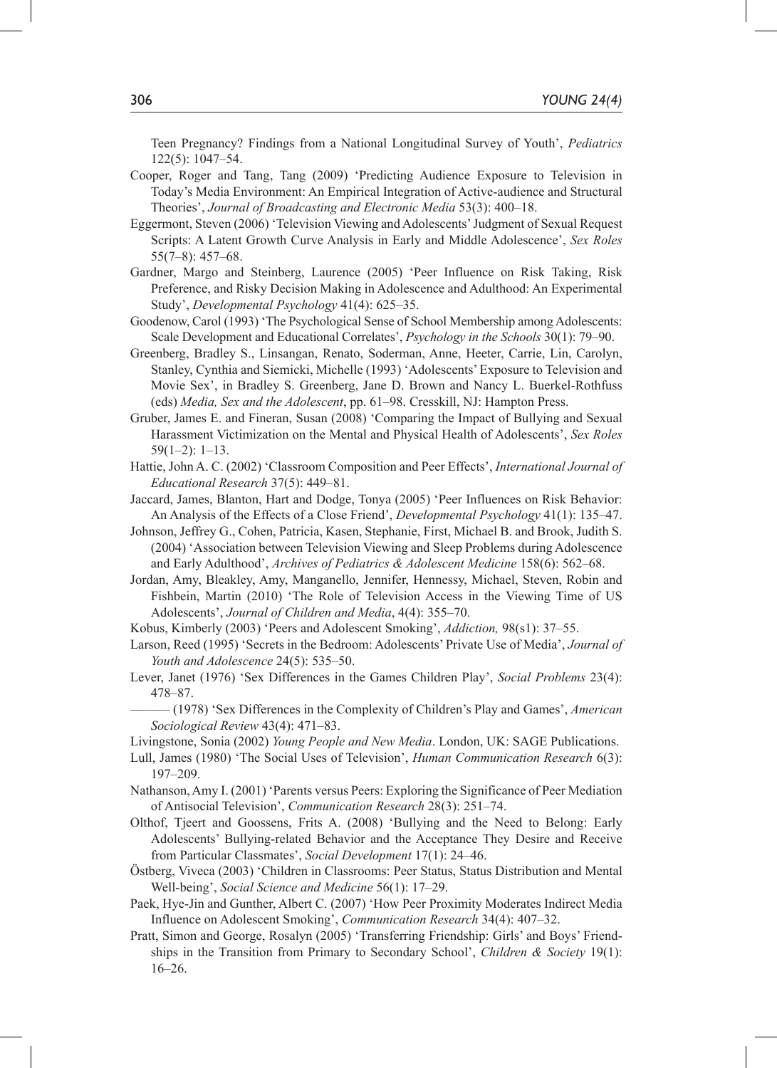Teen Pregnancy? Findings from a National Longitudinal Survey of Youth', *Pediatrics* 122(5): 1047–54.

Cooper, Roger and Tang, Tang (2009) 'Predicting Audience Exposure to Television in Today's Media Environment: An Empirical Integration of Active-audience and Structural Theories', *Journal of Broadcasting and Electronic Media* 53(3): 400–18.

Eggermont, Steven (2006) 'Television Viewing and Adolescents' Judgment of Sexual Request Scripts: A Latent Growth Curve Analysis in Early and Middle Adolescence', *Sex Roles* 55(7–8): 457–68.

Gardner, Margo and Steinberg, Laurence (2005) 'Peer Influence on Risk Taking, Risk Preference, and Risky Decision Making in Adolescence and Adulthood: An Experimental Study', *Developmental Psychology* 41(4): 625–35.

Goodenow, Carol (1993) 'The Psychological Sense of School Membership among Adolescents: Scale Development and Educational Correlates', *Psychology in the Schools* 30(1): 79–90.

Greenberg, Bradley S., Linsangan, Renato, Soderman, Anne, Heeter, Carrie, Lin, Carolyn, Stanley, Cynthia and Siemicki, Michelle (1993) 'Adolescents' Exposure to Television and Movie Sex', in Bradley S. Greenberg, Jane D. Brown and Nancy L. Buerkel-Rothfuss (eds) *Media, Sex and the Adolescent*, pp. 61–98. Cresskill, NJ: Hampton Press.

Gruber, James E. and Fineran, Susan (2008) 'Comparing the Impact of Bullying and Sexual Harassment Victimization on the Mental and Physical Health of Adolescents', *Sex Roles* 59(1–2): 1–13.

Hattie, John A. C. (2002) 'Classroom Composition and Peer Effects', *International Journal of Educational Research* 37(5): 449–81.

Jaccard, James, Blanton, Hart and Dodge, Tonya (2005) 'Peer Influences on Risk Behavior: An Analysis of the Effects of a Close Friend', *Developmental Psychology* 41(1): 135–47.

Johnson, Jeffrey G., Cohen, Patricia, Kasen, Stephanie, First, Michael B. and Brook, Judith S. (2004) 'Association between Television Viewing and Sleep Problems during Adolescence and Early Adulthood', *Archives of Pediatrics & Adolescent Medicine* 158(6): 562–68.

Jordan, Amy, Bleakley, Amy, Manganello, Jennifer, Hennessy, Michael, Steven, Robin and Fishbein, Martin (2010) 'The Role of Television Access in the Viewing Time of US Adolescents', *Journal of Children and Media*, 4(4): 355–70.

Kobus, Kimberly (2003) 'Peers and Adolescent Smoking', *Addiction,* 98(s1): 37–55.

Larson, Reed (1995) 'Secrets in the Bedroom: Adolescents' Private Use of Media', *Journal of Youth and Adolescence* 24(5): 535–50.

Lever, Janet (1976) 'Sex Differences in the Games Children Play', *Social Problems* 23(4): 478–87.

——— (1978) 'Sex Differences in the Complexity of Children's Play and Games', *American Sociological Review* 43(4): 471–83.

Livingstone, Sonia (2002) *Young People and New Media*. London, UK: SAGE Publications.

Lull, James (1980) 'The Social Uses of Television', *Human Communication Research* 6(3): 197–209.

Nathanson, Amy I. (2001) 'Parents versus Peers: Exploring the Significance of Peer Mediation of Antisocial Television', *Communication Research* 28(3): 251–74.

Olthof, Tjeert and Goossens, Frits A. (2008) 'Bullying and the Need to Belong: Early Adolescents' Bullying-related Behavior and the Acceptance They Desire and Receive from Particular Classmates', *Social Development* 17(1): 24–46.

Östberg, Viveca (2003) 'Children in Classrooms: Peer Status, Status Distribution and Mental Well-being', *Social Science and Medicine* 56(1): 17–29.

Paek, Hye-Jin and Gunther, Albert C. (2007) 'How Peer Proximity Moderates Indirect Media Influence on Adolescent Smoking', *Communication Research* 34(4): 407–32.

Pratt, Simon and George, Rosalyn (2005) 'Transferring Friendship: Girls' and Boys' Friendships in the Transition from Primary to Secondary School', *Children & Society* 19(1): 16–26.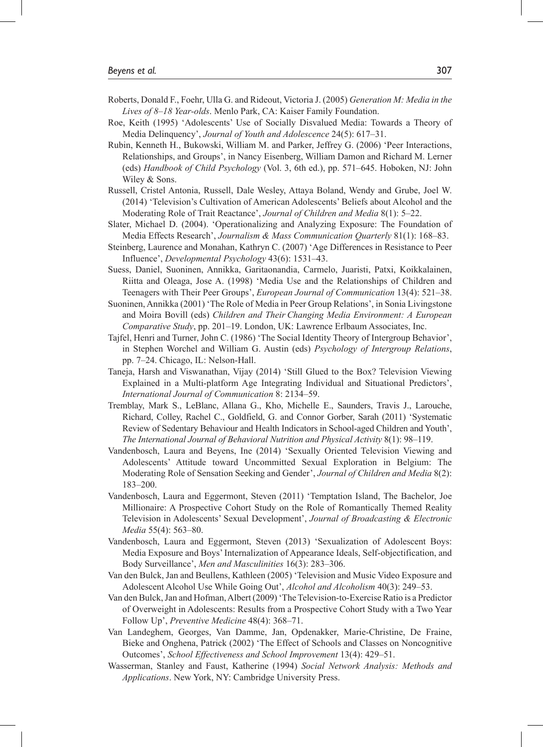Roberts, Donald F., Foehr, Ulla G. and Rideout, Victoria J. (2005) *Generation M: Media in the Lives of 8–18 Year-olds*. Menlo Park, CA: Kaiser Family Foundation.

Roe, Keith (1995) 'Adolescents' Use of Socially Disvalued Media: Towards a Theory of Media Delinquency', *Journal of Youth and Adolescence* 24(5): 617–31.

Rubin, Kenneth H., Bukowski, William M. and Parker, Jeffrey G. (2006) 'Peer Interactions, Relationships, and Groups', in Nancy Eisenberg, William Damon and Richard M. Lerner (eds) *Handbook of Child Psychology* (Vol. 3, 6th ed.), pp. 571–645. Hoboken, NJ: John Wiley & Sons.

Russell, Cristel Antonia, Russell, Dale Wesley, Attaya Boland, Wendy and Grube, Joel W. (2014) 'Television's Cultivation of American Adolescents' Beliefs about Alcohol and the Moderating Role of Trait Reactance', *Journal of Children and Media* 8(1): 5–22.

Slater, Michael D. (2004). 'Operationalizing and Analyzing Exposure: The Foundation of Media Effects Research', *Journalism & Mass Communication Quarterly* 81(1): 168–83.

Steinberg, Laurence and Monahan, Kathryn C. (2007) 'Age Differences in Resistance to Peer Influence', *Developmental Psychology* 43(6): 1531–43.

Suess, Daniel, Suoninen, Annikka, Garitaonandia, Carmelo, Juaristi, Patxi, Koikkalainen, Riitta and Oleaga, Jose A. (1998) 'Media Use and the Relationships of Children and Teenagers with Their Peer Groups', *European Journal of Communication* 13(4): 521–38.

Suoninen, Annikka (2001) 'The Role of Media in Peer Group Relations', in Sonia Livingstone and Moira Bovill (eds) *Children and Their Changing Media Environment: A European Comparative Study*, pp. 201–19. London, UK: Lawrence Erlbaum Associates, Inc.

Tajfel, Henri and Turner, John C. (1986) 'The Social Identity Theory of Intergroup Behavior', in Stephen Worchel and William G. Austin (eds) *Psychology of Intergroup Relations*, pp. 7–24. Chicago, IL: Nelson-Hall.

Taneja, Harsh and Viswanathan, Vijay (2014) 'Still Glued to the Box? Television Viewing Explained in a Multi-platform Age Integrating Individual and Situational Predictors', *International Journal of Communication* 8: 2134–59.

Tremblay, Mark S., LeBlanc, Allana G., Kho, Michelle E., Saunders, Travis J., Larouche, Richard, Colley, Rachel C., Goldfield, G. and Connor Gorber, Sarah (2011) 'Systematic Review of Sedentary Behaviour and Health Indicators in School-aged Children and Youth', *The International Journal of Behavioral Nutrition and Physical Activity* 8(1): 98–119.

Vandenbosch, Laura and Beyens, Ine (2014) 'Sexually Oriented Television Viewing and Adolescents' Attitude toward Uncommitted Sexual Exploration in Belgium: The Moderating Role of Sensation Seeking and Gender', *Journal of Children and Media* 8(2): 183–200.

Vandenbosch, Laura and Eggermont, Steven (2011) 'Temptation Island, The Bachelor, Joe Millionaire: A Prospective Cohort Study on the Role of Romantically Themed Reality Television in Adolescents' Sexual Development', *Journal of Broadcasting & Electronic Media* 55(4): 563–80.

Vandenbosch, Laura and Eggermont, Steven (2013) 'Sexualization of Adolescent Boys: Media Exposure and Boys' Internalization of Appearance Ideals, Self-objectification, and Body Surveillance', *Men and Masculinities* 16(3): 283–306.

Van den Bulck, Jan and Beullens, Kathleen (2005) 'Television and Music Video Exposure and Adolescent Alcohol Use While Going Out', *Alcohol and Alcoholism* 40(3): 249–53.

Van den Bulck, Jan and Hofman, Albert (2009) 'The Television-to-Exercise Ratio is a Predictor of Overweight in Adolescents: Results from a Prospective Cohort Study with a Two Year Follow Up', *Preventive Medicine* 48(4): 368–71.

Van Landeghem, Georges, Van Damme, Jan, Opdenakker, Marie-Christine, De Fraine, Bieke and Onghena, Patrick (2002) 'The Effect of Schools and Classes on Noncognitive Outcomes', *School Effectiveness and School Improvement* 13(4): 429–51.

Wasserman, Stanley and Faust, Katherine (1994) *Social Network Analysis: Methods and Applications*. New York, NY: Cambridge University Press.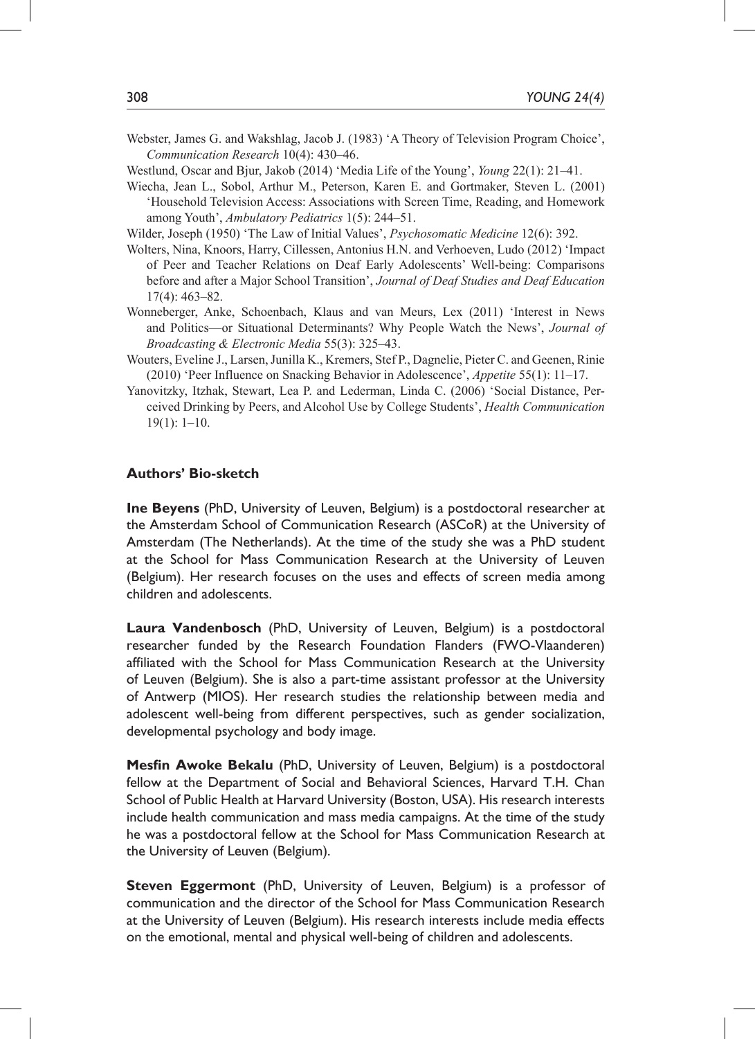Webster, James G. and Wakshlag, Jacob J. (1983) 'A Theory of Television Program Choice', *Communication Research* 10(4): 430–46.

Westlund, Oscar and Bjur, Jakob (2014) 'Media Life of the Young', *Young* 22(1): 21–41.

Wiecha, Jean L., Sobol, Arthur M., Peterson, Karen E. and Gortmaker, Steven L. (2001) 'Household Television Access: Associations with Screen Time, Reading, and Homework among Youth', *Ambulatory Pediatrics* 1(5): 244–51.

Wilder, Joseph (1950) 'The Law of Initial Values', *Psychosomatic Medicine* 12(6): 392.

Wolters, Nina, Knoors, Harry, Cillessen, Antonius H.N. and Verhoeven, Ludo (2012) 'Impact of Peer and Teacher Relations on Deaf Early Adolescents' Well-being: Comparisons before and after a Major School Transition', *Journal of Deaf Studies and Deaf Education* 17(4): 463–82.

Wonneberger, Anke, Schoenbach, Klaus and van Meurs, Lex (2011) 'Interest in News and Politics—or Situational Determinants? Why People Watch the News', *Journal of Broadcasting & Electronic Media* 55(3): 325–43.

Wouters, Eveline J., Larsen, Junilla K., Kremers, Stef P., Dagnelie, Pieter C. and Geenen, Rinie (2010) 'Peer Influence on Snacking Behavior in Adolescence', *Appetite* 55(1): 11–17.

Yanovitzky, Itzhak, Stewart, Lea P. and Lederman, Linda C. (2006) 'Social Distance, Perceived Drinking by Peers, and Alcohol Use by College Students', *Health Communication* 19(1): 1–10.

## Authors' Bio-sketch

**Ine Beyens** (PhD, University of Leuven, Belgium) is a postdoctoral researcher at the Amsterdam School of Communication Research (ASCoR) at the University of Amsterdam (The Netherlands). At the time of the study she was a PhD student at the School for Mass Communication Research at the University of Leuven (Belgium). Her research focuses on the uses and effects of screen media among children and adolescents.

**Laura Vandenbosch** (PhD, University of Leuven, Belgium) is a postdoctoral researcher funded by the Research Foundation Flanders (FWO-Vlaanderen) affiliated with the School for Mass Communication Research at the University of Leuven (Belgium). She is also a part-time assistant professor at the University of Antwerp (MIOS). Her research studies the relationship between media and adolescent well-being from different perspectives, such as gender socialization, developmental psychology and body image.

**Mesfin Awoke Bekalu** (PhD, University of Leuven, Belgium) is a postdoctoral fellow at the Department of Social and Behavioral Sciences, Harvard T.H. Chan School of Public Health at Harvard University (Boston, USA). His research interests include health communication and mass media campaigns. At the time of the study he was a postdoctoral fellow at the School for Mass Communication Research at the University of Leuven (Belgium).

**Steven Eggermont** (PhD, University of Leuven, Belgium) is a professor of communication and the director of the School for Mass Communication Research at the University of Leuven (Belgium). His research interests include media effects on the emotional, mental and physical well-being of children and adolescents.